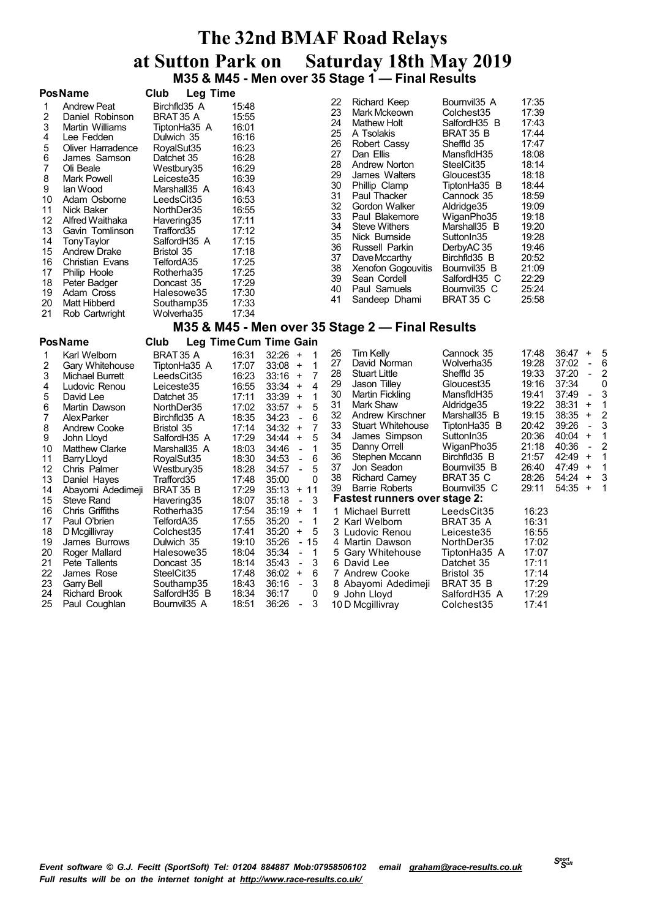# The 32nd BMAF Road Relays at Sutton Park on Saturday 18th May 2019

## M35 & M45 - Men over 35 Stage 1 — Final Results

| Pos | Name | Club | Leg Time |
|---|---|---|---|
| 1 | Andrew Peat | Birchfld35 A | 15:48 |
| 2 | Daniel Robinson | BRAT 35 A | 15:55 |
| 3 | Martin Williams | TiptonHa35 A | 16:01 |
| 4 | Lee Fedden | Dulwich 35 | 16:16 |
| 5 | Oliver Harradence | RoyalSut35 | 16:23 |
| 6 | James Samson | Datchet 35 | 16:28 |
| 7 | Oli Beale | Westbury35 | 16:29 |
| 8 | Mark Powell | Leiceste35 | 16:39 |
| 9 | Ian Wood | Marshall35 A | 16:43 |
| 10 | Adam Osborne | LeedsCit35 | 16:53 |
| 11 | Nick Baker | NorthDer35 | 16:55 |
| 12 | Alfred Waithaka | Havering35 | 17:11 |
| 13 | Gavin Tomlinson | Trafford35 | 17:12 |
| 14 | Tony Taylor | SalfordH35 A | 17:15 |
| 15 | Andrew Drake | Bristol 35 | 17:18 |
| 16 | Christian Evans | TelfordA35 | 17:25 |
| 17 | Philip Hoole | Rotherha35 | 17:25 |
| 18 | Peter Badger | Doncast 35 | 17:29 |
| 19 | Adam Cross | Halesowe35 | 17:30 |
| 20 | Matt Hibberd | Southamp35 | 17:33 |
| 21 | Rob Cartwright | Wolverha35 | 17:34 |
| 22 | Richard Keep | Bournvil35 A | 17:35 |
| 23 | Mark Mckeown | Colchest35 | 17:39 |
| 24 | Mathew Holt | SalfordH35 B | 17:43 |
| 25 | A Tsolakis | BRAT 35 B | 17:44 |
| 26 | Robert Cassy | Sheffld 35 | 17:47 |
| 27 | Dan Ellis | MansfldH35 | 18:08 |
| 28 | Andrew Norton | SteelCit35 | 18:14 |
| 29 | James Walters | Gloucest35 | 18:18 |
| 30 | Phillip Clamp | TiptonHa35 B | 18:44 |
| 31 | Paul Thacker | Cannock 35 | 18:59 |
| 32 | Gordon Walker | Aldridge35 | 19:09 |
| 33 | Paul Blakemore | WiganPho35 | 19:18 |
| 34 | Steve Withers | Marshall35 B | 19:20 |
| 35 | Nick Burnside | SuttonIn35 | 19:28 |
| 36 | Russell Parkin | DerbyAC 35 | 19:46 |
| 37 | Dave Mccarthy | Birchfld35 B | 20:52 |
| 38 | Xenofon Gogouvitis | Bournvil35 B | 21:09 |
| 39 | Sean Cordell | SalfordH35 C | 22:29 |
| 40 | Paul Samuels | Bournvil35 C | 25:24 |
| 41 | Sandeep Dhami | BRAT 35 C | 25:58 |

## M35 & M45 - Men over 35 Stage 2 — Final Results

| Pos | Name | Club | Leg Time | Cum Time | Gain |
|---|---|---|---|---|---|
| 1 | Karl Welborn | BRAT 35 A | 16:31 | 32:26 | + 1 |
| 2 | Gary Whitehouse | TiptonHa35 A | 17:07 | 33:08 | + 1 |
| 3 | Michael Burrett | LeedsCit35 | 16:23 | 33:16 | + 7 |
| 4 | Ludovic Renou | Leiceste35 | 16:55 | 33:34 | + 4 |
| 5 | David Lee | Datchet 35 | 17:11 | 33:39 | + 1 |
| 6 | Martin Dawson | NorthDer35 | 17:02 | 33:57 | + 5 |
| 7 | Alex Parker | Birchfld35 A | 18:35 | 34:23 | - 6 |
| 8 | Andrew Cooke | Bristol 35 | 17:14 | 34:32 | + 7 |
| 9 | John Lloyd | SalfordH35 A | 17:29 | 34:44 | + 5 |
| 10 | Matthew Clarke | Marshall35 A | 18:03 | 34:46 | - 1 |
| 11 | Barry Lloyd | RoyalSut35 | 18:30 | 34:53 | - 6 |
| 12 | Chris Palmer | Westbury35 | 18:28 | 34:57 | - 5 |
| 13 | Daniel Hayes | Trafford35 | 17:48 | 35:00 | 0 |
| 14 | Abayomi Adedimeji | BRAT 35 B | 17:29 | 35:13 | + 11 |
| 15 | Steve Rand | Havering35 | 18:07 | 35:18 | - 3 |
| 16 | Chris Griffiths | Rotherha35 | 17:54 | 35:19 | + 1 |
| 17 | Paul O'brien | TelfordA35 | 17:55 | 35:20 | - 1 |
| 18 | D Mcgillivray | Colchest35 | 17:41 | 35:20 | + 5 |
| 19 | James Burrows | Dulwich 35 | 19:10 | 35:26 | - 15 |
| 20 | Roger Mallard | Halesowe35 | 18:04 | 35:34 | - 1 |
| 21 | Pete Tallents | Doncast 35 | 18:14 | 35:43 | - 3 |
| 22 | James Rose | SteelCit35 | 17:48 | 36:02 | + 6 |
| 23 | Garry Bell | Southamp35 | 18:43 | 36:16 | - 3 |
| 24 | Richard Brook | SalfordH35 B | 18:34 | 36:17 | 0 |
| 25 | Paul Coughlan | Bournvil35 A | 18:51 | 36:26 | - 3 |
| 26 | Tim Kelly | Cannock 35 | 17:48 | 36:47 | + 5 |
| 27 | David Norman | Wolverha35 | 19:28 | 37:02 | - 6 |
| 28 | Stuart Little | Sheffld 35 | 19:33 | 37:20 | - 2 |
| 29 | Jason Tilley | Gloucest35 | 19:16 | 37:34 | 0 |
| 30 | Martin Fickling | MansfldH35 | 19:41 | 37:49 | - 3 |
| 31 | Mark Shaw | Aldridge35 | 19:22 | 38:31 | + 1 |
| 32 | Andrew Kirschner | Marshall35 B | 19:15 | 38:35 | + 2 |
| 33 | Stuart Whitehouse | TiptonHa35 B | 20:42 | 39:26 | - 3 |
| 34 | James Simpson | SuttonIn35 | 20:36 | 40:04 | + 1 |
| 35 | Danny Orrell | WiganPho35 | 21:18 | 40:36 | - 2 |
| 36 | Stephen Mccann | Birchfld35 B | 21:57 | 42:49 | + 1 |
| 37 | Jon Seadon | Bournvil35 B | 26:40 | 47:49 | + 1 |
| 38 | Richard Carney | BRAT 35 C | 28:26 | 54:24 | + 3 |
| 39 | Barrie Roberts | Bournvil35 C | 29:11 | 54:35 | + 1 |

### Fastest runners over stage 2:

| Pos | Name | Club | Time |
|---|---|---|---|
| 1 | Michael Burrett | LeedsCit35 | 16:23 |
| 2 | Karl Welborn | BRAT 35 A | 16:31 |
| 3 | Ludovic Renou | Leiceste35 | 16:55 |
| 4 | Martin Dawson | NorthDer35 | 17:02 |
| 5 | Gary Whitehouse | TiptonHa35 A | 17:07 |
| 6 | David Lee | Datchet 35 | 17:11 |
| 7 | Andrew Cooke | Bristol 35 | 17:14 |
| 8 | Abayomi Adedimeji | BRAT 35 B | 17:29 |
| 9 | John Lloyd | SalfordH35 A | 17:29 |
| 10 | D Mcgillivray | Colchest35 | 17:41 |

*Event software © G.J. Fecitt (SportSoft) Tel: 01204 884887 Mob:07958506102 email graham@race-results.co.uk*
*Full results will be on the internet tonight at http://www.race-results.co.uk/*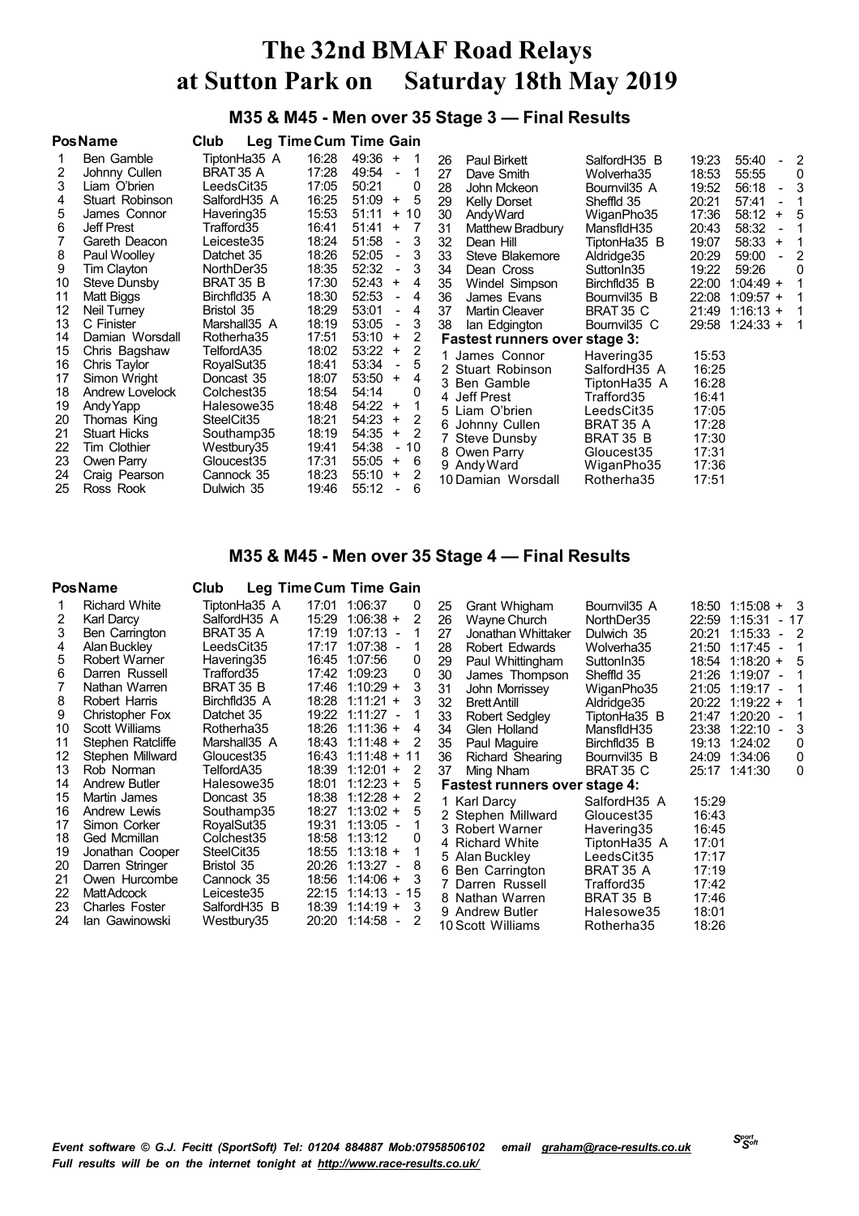# The 32nd BMAF Road Relays at Sutton Park on Saturday 18th May 2019

## M35 & M45 - Men over 35 Stage 3 — Final Results

| Pos | Name | Club | Leg Time | Cum Time | Gain |
|---|---|---|---|---|---|
| 1 | Ben Gamble | TiptonHa35 A | 16:28 | 49:36 | + 1 |
| 2 | Johnny Cullen | BRAT 35 A | 17:28 | 49:54 | - 1 |
| 3 | Liam O'brien | LeedsCit35 | 17:05 | 50:21 | 0 |
| 4 | Stuart Robinson | SalfordH35 A | 16:25 | 51:09 | + 5 |
| 5 | James Connor | Havering35 | 15:53 | 51:11 | + 10 |
| 6 | Jeff Prest | Trafford35 | 16:41 | 51:41 | + 7 |
| 7 | Gareth Deacon | Leiceste35 | 18:24 | 51:58 | - 3 |
| 8 | Paul Woolley | Datchet 35 | 18:26 | 52:05 | - 3 |
| 9 | Tim Clayton | NorthDer35 | 18:35 | 52:32 | - 3 |
| 10 | Steve Dunsby | BRAT 35 B | 17:30 | 52:43 | + 4 |
| 11 | Matt Biggs | Birchfld35 A | 18:30 | 52:53 | - 4 |
| 12 | Neil Turney | Bristol 35 | 18:29 | 53:01 | - 4 |
| 13 | C Finister | Marshall35 A | 18:19 | 53:05 | - 3 |
| 14 | Damian Worsdall | Rotherha35 | 17:51 | 53:10 | + 2 |
| 15 | Chris Bagshaw | TelfordA35 | 18:02 | 53:22 | + 2 |
| 16 | Chris Taylor | RoyalSut35 | 18:41 | 53:34 | - 5 |
| 17 | Simon Wright | Doncast 35 | 18:07 | 53:50 | + 4 |
| 18 | Andrew Lovelock | Colchest35 | 18:54 | 54:14 | 0 |
| 19 | Andy Yapp | Halesowe35 | 18:48 | 54:22 | + 1 |
| 20 | Thomas King | SteelCit35 | 18:21 | 54:23 | + 2 |
| 21 | Stuart Hicks | Southamp35 | 18:19 | 54:35 | + 2 |
| 22 | Tim Clothier | Westbury35 | 19:41 | 54:38 | - 10 |
| 23 | Owen Parry | Gloucest35 | 17:31 | 55:05 | + 6 |
| 24 | Craig Pearson | Cannock 35 | 18:23 | 55:10 | + 2 |
| 25 | Ross Rook | Dulwich 35 | 19:46 | 55:12 | - 6 |
| 26 | Paul Birkett | SalfordH35 B | 19:23 | 55:40 | - 2 |
| 27 | Dave Smith | Wolverha35 | 18:53 | 55:55 | 0 |
| 28 | John Mckeon | Bournvil35 A | 19:52 | 56:18 | - 3 |
| 29 | Kelly Dorset | Sheffld 35 | 20:21 | 57:41 | - 1 |
| 30 | Andy Ward | WiganPho35 | 17:36 | 58:12 | + 5 |
| 31 | Matthew Bradbury | MansfldH35 | 20:43 | 58:32 | - 1 |
| 32 | Dean Hill | TiptonHa35 B | 19:07 | 58:33 | + 1 |
| 33 | Steve Blakemore | Aldridge35 | 20:29 | 59:00 | - 2 |
| 34 | Dean Cross | SuttonIn35 | 19:22 | 59:26 | 0 |
| 35 | Windel Simpson | Birchfld35 B | 22:00 | 1:04:49 | + 1 |
| 36 | James Evans | Bournvil35 B | 22:08 | 1:09:57 | + 1 |
| 37 | Martin Cleaver | BRAT 35 C | 21:49 | 1:16:13 | + 1 |
| 38 | Ian Edgington | Bournvil35 C | 29:58 | 1:24:33 | + 1 |

**Fastest runners over stage 3:**

| | Name | Club | Time |
|---|---|---|---|
| 1 | James Connor | Havering35 | 15:53 |
| 2 | Stuart Robinson | SalfordH35 A | 16:25 |
| 3 | Ben Gamble | TiptonHa35 A | 16:28 |
| 4 | Jeff Prest | Trafford35 | 16:41 |
| 5 | Liam O'brien | LeedsCit35 | 17:05 |
| 6 | Johnny Cullen | BRAT 35 A | 17:28 |
| 7 | Steve Dunsby | BRAT 35 B | 17:30 |
| 8 | Owen Parry | Gloucest35 | 17:31 |
| 9 | Andy Ward | WiganPho35 | 17:36 |
| 10 | Damian Worsdall | Rotherha35 | 17:51 |

## M35 & M45 - Men over 35 Stage 4 — Final Results

| Pos | Name | Club | Leg Time | Cum Time | Gain |
|---|---|---|---|---|---|
| 1 | Richard White | TiptonHa35 A | 17:01 | 1:06:37 | 0 |
| 2 | Karl Darcy | SalfordH35 A | 15:29 | 1:06:38 | + 2 |
| 3 | Ben Carrington | BRAT 35 A | 17:19 | 1:07:13 | - 1 |
| 4 | Alan Buckley | LeedsCit35 | 17:17 | 1:07:38 | - 1 |
| 5 | Robert Warner | Havering35 | 16:45 | 1:07:56 | 0 |
| 6 | Darren Russell | Trafford35 | 17:42 | 1:09:23 | 0 |
| 7 | Nathan Warren | BRAT 35 B | 17:46 | 1:10:29 | + 3 |
| 8 | Robert Harris | Birchfld35 A | 18:28 | 1:11:21 | + 3 |
| 9 | Christopher Fox | Datchet 35 | 19:22 | 1:11:27 | - 1 |
| 10 | Scott Williams | Rotherha35 | 18:26 | 1:11:36 | + 4 |
| 11 | Stephen Ratcliffe | Marshall35 A | 18:43 | 1:11:48 | + 2 |
| 12 | Stephen Millward | Gloucest35 | 16:43 | 1:11:48 | + 11 |
| 13 | Rob Norman | TelfordA35 | 18:39 | 1:12:01 | + 2 |
| 14 | Andrew Butler | Halesowe35 | 18:01 | 1:12:23 | + 5 |
| 15 | Martin James | Doncast 35 | 18:38 | 1:12:28 | + 2 |
| 16 | Andrew Lewis | Southamp35 | 18:27 | 1:13:02 | + 5 |
| 17 | Simon Corker | RoyalSut35 | 19:31 | 1:13:05 | - 1 |
| 18 | Ged Mcmillan | Colchest35 | 18:58 | 1:13:12 | 0 |
| 19 | Jonathan Cooper | SteelCit35 | 18:55 | 1:13:18 | + 1 |
| 20 | Darren Stringer | Bristol 35 | 20:26 | 1:13:27 | - 8 |
| 21 | Owen Hurcombe | Cannock 35 | 18:56 | 1:14:06 | + 3 |
| 22 | Matt Adcock | Leiceste35 | 22:15 | 1:14:13 | - 15 |
| 23 | Charles Foster | SalfordH35 B | 18:39 | 1:14:19 | + 3 |
| 24 | Ian Gawinowski | Westbury35 | 20:20 | 1:14:58 | - 2 |
| 25 | Grant Whigham | Bournvil35 A | 18:50 | 1:15:08 | + 3 |
| 26 | Wayne Church | NorthDer35 | 22:59 | 1:15:31 | - 17 |
| 27 | Jonathan Whittaker | Dulwich 35 | 20:21 | 1:15:33 | - 2 |
| 28 | Robert Edwards | Wolverha35 | 21:50 | 1:17:45 | - 1 |
| 29 | Paul Whittingham | SuttonIn35 | 18:54 | 1:18:20 | + 5 |
| 30 | James Thompson | Sheffld 35 | 21:26 | 1:19:07 | - 1 |
| 31 | John Morrissey | WiganPho35 | 21:05 | 1:19:17 | - 1 |
| 32 | Brett Antill | Aldridge35 | 20:22 | 1:19:22 | + 1 |
| 33 | Robert Sedgley | TiptonHa35 B | 21:47 | 1:20:20 | - 1 |
| 34 | Glen Holland | MansfldH35 | 23:38 | 1:22:10 | - 3 |
| 35 | Paul Maguire | Birchfld35 B | 19:13 | 1:24:02 | 0 |
| 36 | Richard Shearing | Bournvil35 B | 24:09 | 1:34:06 | 0 |
| 37 | Ming Nham | BRAT 35 C | 25:17 | 1:41:30 | 0 |

**Fastest runners over stage 4:**

| | Name | Club | Time |
|---|---|---|---|
| 1 | Karl Darcy | SalfordH35 A | 15:29 |
| 2 | Stephen Millward | Gloucest35 | 16:43 |
| 3 | Robert Warner | Havering35 | 16:45 |
| 4 | Richard White | TiptonHa35 A | 17:01 |
| 5 | Alan Buckley | LeedsCit35 | 17:17 |
| 6 | Ben Carrington | BRAT 35 A | 17:19 |
| 7 | Darren Russell | Trafford35 | 17:42 |
| 8 | Nathan Warren | BRAT 35 B | 17:46 |
| 9 | Andrew Butler | Halesowe35 | 18:01 |
| 10 | Scott Williams | Rotherha35 | 18:26 |

*Event software © G.J. Fecitt (SportSoft) Tel: 01204 884887 Mob:07958506102 email graham@race-results.co.uk*
*Full results will be on the internet tonight at http://www.race-results.co.uk/*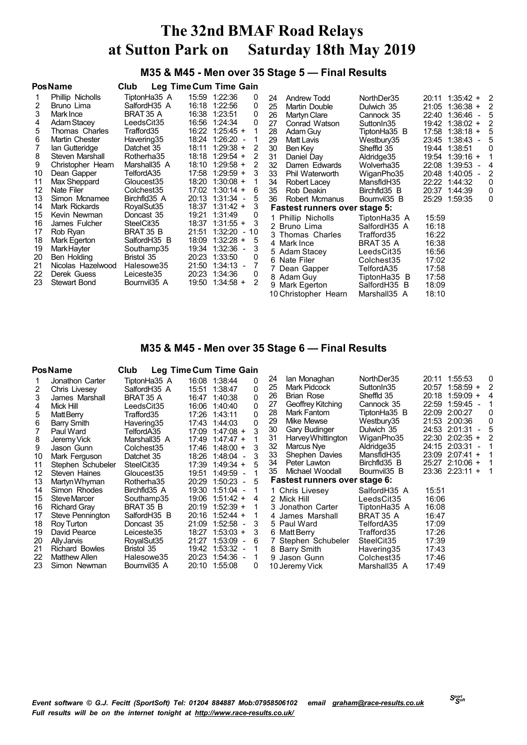# The 32nd BMAF Road Relays at Sutton Park on Saturday 18th May 2019

## M35 & M45 - Men over 35 Stage 5 — Final Results

| Pos | Name | Club | Leg Time | Cum Time | Gain |
|---|---|---|---|---|---|
| 1 | Phillip Nicholls | TiptonHa35 A | 15:59 | 1:22:36 | 0 |
| 2 | Bruno Lima | SalfordH35 A | 16:18 | 1:22:56 | 0 |
| 3 | Mark Ince | BRAT 35 A | 16:38 | 1:23:51 | 0 |
| 4 | Adam Stacey | LeedsCit35 | 16:56 | 1:24:34 | 0 |
| 5 | Thomas Charles | Trafford35 | 16:22 | 1:25:45 + | 1 |
| 6 | Martin Chester | Havering35 | 18:24 | 1:26:20 - | 1 |
| 7 | Ian Gutteridge | Datchet 35 | 18:11 | 1:29:38 + | 2 |
| 8 | Steven Marshall | Rotherha35 | 18:18 | 1:29:54 + | 2 |
| 9 | Christopher Hearn | Marshall35 A | 18:10 | 1:29:58 + | 2 |
| 10 | Dean Gapper | TelfordA35 | 17:58 | 1:29:59 + | 3 |
| 11 | Max Sheppard | Gloucest35 | 18:20 | 1:30:08 + | 1 |
| 12 | Nate Filer | Colchest35 | 17:02 | 1:30:14 + | 6 |
| 13 | Simon Mcnamee | Birchfld35 A | 20:13 | 1:31:34 - | 5 |
| 14 | Mark Rickards | RoyalSut35 | 18:37 | 1:31:42 + | 3 |
| 15 | Kevin Newman | Doncast 35 | 19:21 | 1:31:49 | 0 |
| 16 | James Fulcher | SteelCit35 | 18:37 | 1:31:55 + | 3 |
| 17 | Rob Ryan | BRAT 35 B | 21:51 | 1:32:20 - | 10 |
| 18 | Mark Egerton | SalfordH35 B | 18:09 | 1:32:28 + | 5 |
| 19 | Mark Hayter | Southamp35 | 19:34 | 1:32:36 - | 3 |
| 20 | Ben Holding | Bristol 35 | 20:23 | 1:33:50 | 0 |
| 21 | Nicolas Hazelwood | Halesowe35 | 21:50 | 1:34:13 - | 7 |
| 22 | Derek Guess | Leiceste35 | 20:23 | 1:34:36 | 0 |
| 23 | Stewart Bond | Bournvil35 A | 19:50 | 1:34:58 + | 2 |
| 24 | Andrew Todd | NorthDer35 | 20:11 | 1:35:42 + | 2 |
| 25 | Martin Double | Dulwich 35 | 21:05 | 1:36:38 + | 2 |
| 26 | Martyn Clare | Cannock 35 | 22:40 | 1:36:46 - | 5 |
| 27 | Conrad Watson | SuttonIn35 | 19:42 | 1:38:02 + | 2 |
| 28 | Adam Guy | TiptonHa35 B | 17:58 | 1:38:18 + | 5 |
| 29 | Matt Lavis | Westbury35 | 23:45 | 1:38:43 - | 5 |
| 30 | Ben Key | Sheffld 35 | 19:44 | 1:38:51 | 0 |
| 31 | Daniel Day | Aldridge35 | 19:54 | 1:39:16 + | 1 |
| 32 | Darren Edwards | Wolverha35 | 22:08 | 1:39:53 - | 4 |
| 33 | Phil Waterworth | WiganPho35 | 20:48 | 1:40:05 - | 2 |
| 34 | Robert Lacey | MansfldH35 | 22:22 | 1:44:32 | 0 |
| 35 | Rob Deakin | Birchfld35 B | 20:37 | 1:44:39 | 0 |
| 36 | Robert Mcmanus | Bournvil35 B | 25:29 | 1:59:35 | 0 |

**Fastest runners over stage 5:**

| | Name | Club | Time |
|---|---|---|---|
| 1 | Phillip Nicholls | TiptonHa35 A | 15:59 |
| 2 | Bruno Lima | SalfordH35 A | 16:18 |
| 3 | Thomas Charles | Trafford35 | 16:22 |
| 4 | Mark Ince | BRAT 35 A | 16:38 |
| 5 | Adam Stacey | LeedsCit35 | 16:56 |
| 6 | Nate Filer | Colchest35 | 17:02 |
| 7 | Dean Gapper | TelfordA35 | 17:58 |
| 8 | Adam Guy | TiptonHa35 B | 17:58 |
| 9 | Mark Egerton | SalfordH35 B | 18:09 |
| 10 | Christopher Hearn | Marshall35 A | 18:10 |

## M35 & M45 - Men over 35 Stage 6 — Final Results

| Pos | Name | Club | Leg Time | Cum Time | Gain |
|---|---|---|---|---|---|
| 1 | Jonathon Carter | TiptonHa35 A | 16:08 | 1:38:44 | 0 |
| 2 | Chris Livesey | SalfordH35 A | 15:51 | 1:38:47 | 0 |
| 3 | James Marshall | BRAT 35 A | 16:47 | 1:40:38 | 0 |
| 4 | Mick Hill | LeedsCit35 | 16:06 | 1:40:40 | 0 |
| 5 | Matt Berry | Trafford35 | 17:26 | 1:43:11 | 0 |
| 6 | Barry Smith | Havering35 | 17:43 | 1:44:03 | 0 |
| 7 | Paul Ward | TelfordA35 | 17:09 | 1:47:08 + | 3 |
| 8 | Jeremy Vick | Marshall35 A | 17:49 | 1:47:47 + | 1 |
| 9 | Jason Gunn | Colchest35 | 17:46 | 1:48:00 + | 3 |
| 10 | Mark Ferguson | Datchet 35 | 18:26 | 1:48:04 - | 3 |
| 11 | Stephen Schubeler | SteelCit35 | 17:39 | 1:49:34 + | 5 |
| 12 | Steven Haines | Gloucest35 | 19:51 | 1:49:59 - | 1 |
| 13 | Martyn Whyman | Rotherha35 | 20:29 | 1:50:23 - | 5 |
| 14 | Simon Rhodes | Birchfld35 A | 19:30 | 1:51:04 - | 1 |
| 15 | Steve Marcer | Southamp35 | 19:06 | 1:51:42 + | 4 |
| 16 | Richard Gray | BRAT 35 B | 20:19 | 1:52:39 + | 1 |
| 17 | Steve Pennington | SalfordH35 B | 20:16 | 1:52:44 + | 1 |
| 18 | Roy Turton | Doncast 35 | 21:09 | 1:52:58 - | 3 |
| 19 | David Pearce | Leiceste35 | 18:27 | 1:53:03 + | 3 |
| 20 | Ally Jarvis | RoyalSut35 | 21:27 | 1:53:09 - | 6 |
| 21 | Richard Bowles | Bristol 35 | 19:42 | 1:53:32 - | 1 |
| 22 | Matthew Allen | Halesowe35 | 20:23 | 1:54:36 - | 1 |
| 23 | Simon Newman | Bournvil35 A | 20:10 | 1:55:08 | 0 |
| 24 | Ian Monaghan | NorthDer35 | 20:11 | 1:55:53 | 0 |
| 25 | Mark Pidcock | SuttonIn35 | 20:57 | 1:58:59 + | 2 |
| 26 | Brian Rose | Sheffld 35 | 20:18 | 1:59:09 + | 4 |
| 27 | Geoffrey Kitching | Cannock 35 | 22:59 | 1:59:45 - | 1 |
| 28 | Mark Fantom | TiptonHa35 B | 22:09 | 2:00:27 | 0 |
| 29 | Mike Mewse | Westbury35 | 21:53 | 2:00:36 | 0 |
| 30 | Gary Budinger | Dulwich 35 | 24:53 | 2:01:31 - | 5 |
| 31 | Harvey Whittington | WiganPho35 | 22:30 | 2:02:35 + | 2 |
| 32 | Marcus Nye | Aldridge35 | 24:15 | 2:03:31 - | 1 |
| 33 | Shephen Davies | MansfldH35 | 23:09 | 2:07:41 + | 1 |
| 34 | Peter Lawton | Birchfld35 B | 25:27 | 2:10:06 + | 1 |
| 35 | Michael Woodall | Bournvil35 B | 23:36 | 2:23:11 + | 1 |

**Fastest runners over stage 6:**

| | Name | Club | Time |
|---|---|---|---|
| 1 | Chris Livesey | SalfordH35 A | 15:51 |
| 2 | Mick Hill | LeedsCit35 | 16:06 |
| 3 | Jonathon Carter | TiptonHa35 A | 16:08 |
| 4 | James Marshall | BRAT 35 A | 16:47 |
| 5 | Paul Ward | TelfordA35 | 17:09 |
| 6 | Matt Berry | Trafford35 | 17:26 |
| 7 | Stephen Schubeler | SteelCit35 | 17:39 |
| 8 | Barry Smith | Havering35 | 17:43 |
| 9 | Jason Gunn | Colchest35 | 17:46 |
| 10 | Jeremy Vick | Marshall35 A | 17:49 |

*Event software © G.J. Fecitt (SportSoft) Tel: 01204 884887 Mob:07958506102 email graham@race-results.co.uk*
*Full results will be on the internet tonight at http://www.race-results.co.uk/*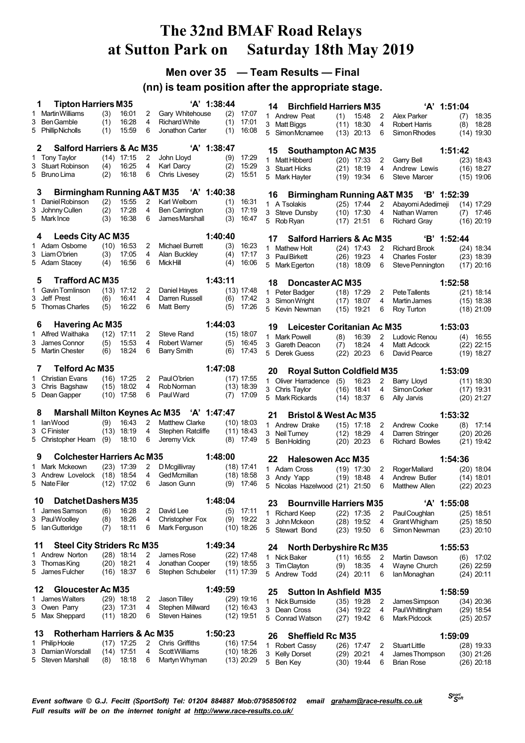# The 32nd BMAF Road Relays at Sutton Park on Saturday 18th May 2019

## Men over 35 — Team Results — Final

### (nn) is team position after the appropriate stage.

**1 Tipton Harriers M35 'A' 1:38:44**

| Leg | Runner | Pos | Time | Leg | Runner | Pos | Time |
|---|---|---|---|---|---|---|---|
| 1 | Martin Williams | (3) | 16:01 | 2 | Gary Whitehouse | (2) | 17:07 |
| 3 | Ben Gamble | (1) | 16:28 | 4 | Richard White | (1) | 17:01 |
| 5 | Phillip Nicholls | (1) | 15:59 | 6 | Jonathon Carter | (1) | 16:08 |

**2 Salford Harriers & Ac M35 'A' 1:38:47**

| Leg | Runner | Pos | Time | Leg | Runner | Pos | Time |
|---|---|---|---|---|---|---|---|
| 1 | Tony Taylor | (14) | 17:15 | 2 | John Lloyd | (9) | 17:29 |
| 3 | Stuart Robinson | (4) | 16:25 | 4 | Karl Darcy | (2) | 15:29 |
| 5 | Bruno Lima | (2) | 16:18 | 6 | Chris Livesey | (2) | 15:51 |

**3 Birmingham Running A&T M35 'A' 1:40:38**

| Leg | Runner | Pos | Time | Leg | Runner | Pos | Time |
|---|---|---|---|---|---|---|---|
| 1 | Daniel Robinson | (2) | 15:55 | 2 | Karl Welborn | (1) | 16:31 |
| 3 | Johnny Cullen | (2) | 17:28 | 4 | Ben Carrington | (3) | 17:19 |
| 5 | Mark Ince | (3) | 16:38 | 6 | James Marshall | (3) | 16:47 |

**4 Leeds City AC M35 1:40:40**

| Leg | Runner | Pos | Time | Leg | Runner | Pos | Time |
|---|---|---|---|---|---|---|---|
| 1 | Adam Osborne | (10) | 16:53 | 2 | Michael Burrett | (3) | 16:23 |
| 3 | Liam O'brien | (3) | 17:05 | 4 | Alan Buckley | (4) | 17:17 |
| 5 | Adam Stacey | (4) | 16:56 | 6 | Mick Hill | (4) | 16:06 |

**5 Trafford AC M35 1:43:11**

| Leg | Runner | Pos | Time | Leg | Runner | Pos | Time |
|---|---|---|---|---|---|---|---|
| 1 | Gavin Tomlinson | (13) | 17:12 | 2 | Daniel Hayes | (13) | 17:48 |
| 3 | Jeff Prest | (6) | 16:41 | 4 | Darren Russell | (6) | 17:42 |
| 5 | Thomas Charles | (5) | 16:22 | 6 | Matt Berry | (5) | 17:26 |

**6 Havering Ac M35 1:44:03**

| Leg | Runner | Pos | Time | Leg | Runner | Pos | Time |
|---|---|---|---|---|---|---|---|
| 1 | Alfred Waithaka | (12) | 17:11 | 2 | Steve Rand | (15) | 18:07 |
| 3 | James Connor | (5) | 15:53 | 4 | Robert Warner | (5) | 16:45 |
| 5 | Martin Chester | (6) | 18:24 | 6 | Barry Smith | (6) | 17:43 |

**7 Telford Ac M35 1:47:08**

| Leg | Runner | Pos | Time | Leg | Runner | Pos | Time |
|---|---|---|---|---|---|---|---|
| 1 | Christian Evans | (16) | 17:25 | 2 | Paul O'brien | (17) | 17:55 |
| 3 | Chris Bagshaw | (15) | 18:02 | 4 | Rob Norman | (13) | 18:39 |
| 5 | Dean Gapper | (10) | 17:58 | 6 | Paul Ward | (7) | 17:09 |

**8 Marshall Milton Keynes Ac M35 'A' 1:47:47**

| Leg | Runner | Pos | Time | Leg | Runner | Pos | Time |
|---|---|---|---|---|---|---|---|
| 1 | Ian Wood | (9) | 16:43 | 2 | Matthew Clarke | (10) | 18:03 |
| 3 | C Finister | (13) | 18:19 | 4 | Stephen Ratcliffe | (11) | 18:43 |
| 5 | Christopher Hearn | (9) | 18:10 | 6 | Jeremy Vick | (8) | 17:49 |

**9 Colchester Harriers Ac M35 1:48:00**

| Leg | Runner | Pos | Time | Leg | Runner | Pos | Time |
|---|---|---|---|---|---|---|---|
| 1 | Mark Mckeown | (23) | 17:39 | 2 | D Mcgillivray | (18) | 17:41 |
| 3 | Andrew Lovelock | (18) | 18:54 | 4 | Ged Mcmillan | (18) | 18:58 |
| 5 | Nate Filer | (12) | 17:02 | 6 | Jason Gunn | (9) | 17:46 |

**10 Datchet Dashers M35 1:48:04**

| Leg | Runner | Pos | Time | Leg | Runner | Pos | Time |
|---|---|---|---|---|---|---|---|
| 1 | James Samson | (6) | 16:28 | 2 | David Lee | (5) | 17:11 |
| 3 | Paul Woolley | (8) | 18:26 | 4 | Christopher Fox | (9) | 19:22 |
| 5 | Ian Gutteridge | (7) | 18:11 | 6 | Mark Ferguson | (10) | 18:26 |

**11 Steel City Striders Rc M35 1:49:34**

| Leg | Runner | Pos | Time | Leg | Runner | Pos | Time |
|---|---|---|---|---|---|---|---|
| 1 | Andrew Norton | (28) | 18:14 | 2 | James Rose | (22) | 17:48 |
| 3 | Thomas King | (20) | 18:21 | 4 | Jonathan Cooper | (19) | 18:55 |
| 5 | James Fulcher | (16) | 18:37 | 6 | Stephen Schubeler | (11) | 17:39 |

**12 Gloucester Ac M35 1:49:59**

| Leg | Runner | Pos | Time | Leg | Runner | Pos | Time |
|---|---|---|---|---|---|---|---|
| 1 | James Walters | (29) | 18:18 | 2 | Jason Tilley | (29) | 19:16 |
| 3 | Owen Parry | (23) | 17:31 | 4 | Stephen Millward | (12) | 16:43 |
| 5 | Max Sheppard | (11) | 18:20 | 6 | Steven Haines | (12) | 19:51 |

**13 Rotherham Harriers & Ac M35 1:50:23**

| Leg | Runner | Pos | Time | Leg | Runner | Pos | Time |
|---|---|---|---|---|---|---|---|
| 1 | Philip Hoole | (17) | 17:25 | 2 | Chris Griffiths | (16) | 17:54 |
| 3 | Damian Worsdall | (14) | 17:51 | 4 | Scott Williams | (10) | 18:26 |
| 5 | Steven Marshall | (8) | 18:18 | 6 | Martyn Whyman | (13) | 20:29 |

**14 Birchfield Harriers M35 'A' 1:51:04**

| Leg | Runner | Pos | Time | Leg | Runner | Pos | Time |
|---|---|---|---|---|---|---|---|
| 1 | Andrew Peat | (1) | 15:48 | 2 | Alex Parker | (7) | 18:35 |
| 3 | Matt Biggs | (11) | 18:30 | 4 | Robert Harris | (8) | 18:28 |
| 5 | Simon Mcnamee | (13) | 20:13 | 6 | Simon Rhodes | (14) | 19:30 |

**15 Southampton AC M35 1:51:42**

| Leg | Runner | Pos | Time | Leg | Runner | Pos | Time |
|---|---|---|---|---|---|---|---|
| 1 | Matt Hibberd | (20) | 17:33 | 2 | Garry Bell | (23) | 18:43 |
| 3 | Stuart Hicks | (21) | 18:19 | 4 | Andrew Lewis | (16) | 18:27 |
| 5 | Mark Hayter | (19) | 19:34 | 6 | Steve Marcer | (15) | 19:06 |

**16 Birmingham Running A&T M35 'B' 1:52:39**

| Leg | Runner | Pos | Time | Leg | Runner | Pos | Time |
|---|---|---|---|---|---|---|---|
| 1 | A Tsolakis | (25) | 17:44 | 2 | Abayomi Adedimeji | (14) | 17:29 |
| 3 | Steve Dunsby | (10) | 17:30 | 4 | Nathan Warren | (7) | 17:46 |
| 5 | Rob Ryan | (17) | 21:51 | 6 | Richard Gray | (16) | 20:19 |

**17 Salford Harriers & Ac M35 'B' 1:52:44**

| Leg | Runner | Pos | Time | Leg | Runner | Pos | Time |
|---|---|---|---|---|---|---|---|
| 1 | Mathew Holt | (24) | 17:43 | 2 | Richard Brook | (24) | 18:34 |
| 3 | Paul Birkett | (26) | 19:23 | 4 | Charles Foster | (23) | 18:39 |
| 5 | Mark Egerton | (18) | 18:09 | 6 | Steve Pennington | (17) | 20:16 |

**18 Doncaster AC M35 1:52:58**

| Leg | Runner | Pos | Time | Leg | Runner | Pos | Time |
|---|---|---|---|---|---|---|---|
| 1 | Peter Badger | (18) | 17:29 | 2 | Pete Tallents | (21) | 18:14 |
| 3 | Simon Wright | (17) | 18:07 | 4 | Martin James | (15) | 18:38 |
| 5 | Kevin Newman | (15) | 19:21 | 6 | Roy Turton | (18) | 21:09 |

**19 Leicester Coritanian Ac M35 1:53:03**

| Leg | Runner | Pos | Time | Leg | Runner | Pos | Time |
|---|---|---|---|---|---|---|---|
| 1 | Mark Powell | (8) | 16:39 | 2 | Ludovic Renou | (4) | 16:55 |
| 3 | Gareth Deacon | (7) | 18:24 | 4 | Matt Adcock | (22) | 22:15 |
| 5 | Derek Guess | (22) | 20:23 | 6 | David Pearce | (19) | 18:27 |

**20 Royal Sutton Coldfield M35 1:53:09**

| Leg | Runner | Pos | Time | Leg | Runner | Pos | Time |
|---|---|---|---|---|---|---|---|
| 1 | Oliver Harradence | (5) | 16:23 | 2 | Barry Lloyd | (11) | 18:30 |
| 3 | Chris Taylor | (16) | 18:41 | 4 | Simon Corker | (17) | 19:31 |
| 5 | Mark Rickards | (14) | 18:37 | 6 | Ally Jarvis | (20) | 21:27 |

**21 Bristol & West Ac M35 1:53:32**

| Leg | Runner | Pos | Time | Leg | Runner | Pos | Time |
|---|---|---|---|---|---|---|---|
| 1 | Andrew Drake | (15) | 17:18 | 2 | Andrew Cooke | (8) | 17:14 |
| 3 | Neil Turney | (12) | 18:29 | 4 | Darren Stringer | (20) | 20:26 |
| 5 | Ben Holding | (20) | 20:23 | 6 | Richard Bowles | (21) | 19:42 |

**22 Halesowen Acc M35 1:54:36**

| Leg | Runner | Pos | Time | Leg | Runner | Pos | Time |
|---|---|---|---|---|---|---|---|
| 1 | Adam Cross | (19) | 17:30 | 2 | Roger Mallard | (20) | 18:04 |
| 3 | Andy Yapp | (19) | 18:48 | 4 | Andrew Butler | (14) | 18:01 |
| 5 | Nicolas Hazelwood | (21) | 21:50 | 6 | Matthew Allen | (22) | 20:23 |

**23 Bournville Harriers M35 'A' 1:55:08**

| Leg | Runner | Pos | Time | Leg | Runner | Pos | Time |
|---|---|---|---|---|---|---|---|
| 1 | Richard Keep | (22) | 17:35 | 2 | Paul Coughlan | (25) | 18:51 |
| 3 | John Mckeon | (28) | 19:52 | 4 | Grant Whigham | (25) | 18:50 |
| 5 | Stewart Bond | (23) | 19:50 | 6 | Simon Newman | (23) | 20:10 |

**24 North Derbyshire Rc M35 1:55:53**

| Leg | Runner | Pos | Time | Leg | Runner | Pos | Time |
|---|---|---|---|---|---|---|---|
| 1 | Nick Baker | (11) | 16:55 | 2 | Martin Dawson | (6) | 17:02 |
| 3 | Tim Clayton | (9) | 18:35 | 4 | Wayne Church | (26) | 22:59 |
| 5 | Andrew Todd | (24) | 20:11 | 6 | Ian Monaghan | (24) | 20:11 |

**25 Sutton In Ashfield M35 1:58:59**

| Leg | Runner | Pos | Time | Leg | Runner | Pos | Time |
|---|---|---|---|---|---|---|---|
| 1 | Nick Burnside | (35) | 19:28 | 2 | James Simpson | (34) | 20:36 |
| 3 | Dean Cross | (34) | 19:22 | 4 | Paul Whittingham | (29) | 18:54 |
| 5 | Conrad Watson | (27) | 19:42 | 6 | Mark Pidcock | (25) | 20:57 |

**26 Sheffield Rc M35 1:59:09**

| Leg | Runner | Pos | Time | Leg | Runner | Pos | Time |
|---|---|---|---|---|---|---|---|
| 1 | Robert Cassy | (26) | 17:47 | 2 | Stuart Little | (28) | 19:33 |
| 3 | Kelly Dorset | (29) | 20:21 | 4 | James Thompson | (30) | 21:26 |
| 5 | Ben Key | (30) | 19:44 | 6 | Brian Rose | (26) | 20:18 |

*Event software © G.J. Fecitt (SportSoft) Tel: 01204 884887 Mob:07958506102 email graham@race-results.co.uk*
*Full results will be on the internet tonight at http://www.race-results.co.uk/*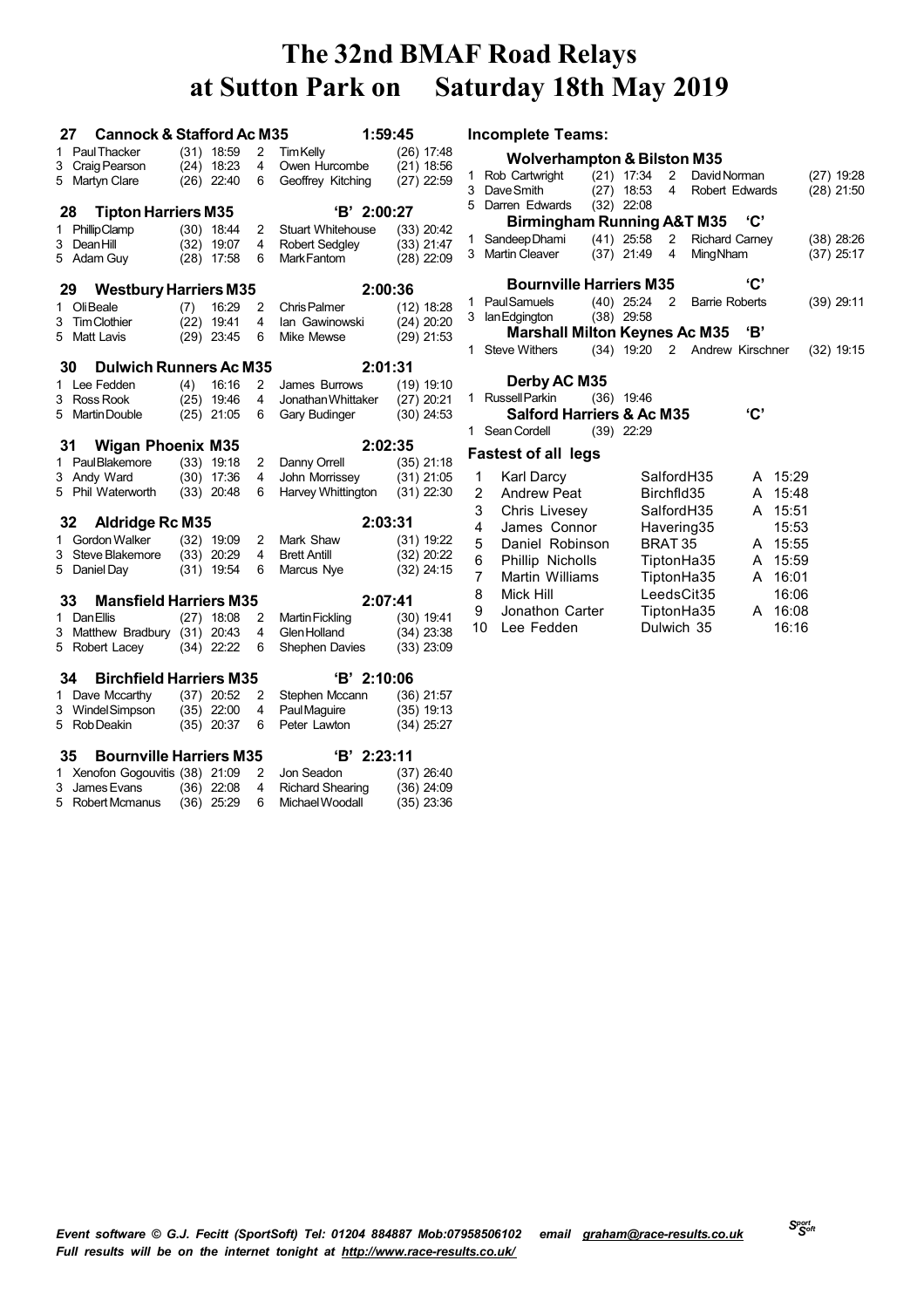# The 32nd BMAF Road Relays at Sutton Park on Saturday 18th May 2019

### 27 Cannock & Stafford Ac M35 — 1:59:45

| Leg | Runner | Pos | Time | Leg | Runner | Pos | Time |
|---|---|---|---|---|---|---|---|
| 1 | Paul Thacker | (31) | 18:59 | 2 | Tim Kelly | (26) | 17:48 |
| 3 | Craig Pearson | (24) | 18:23 | 4 | Owen Hurcombe | (21) | 18:56 |
| 5 | Martyn Clare | (26) | 22:40 | 6 | Geoffrey Kitching | (27) | 22:59 |

### 28 Tipton Harriers M35 — 'B' 2:00:27

| Leg | Runner | Pos | Time | Leg | Runner | Pos | Time |
|---|---|---|---|---|---|---|---|
| 1 | Phillip Clamp | (30) | 18:44 | 2 | Stuart Whitehouse | (33) | 20:42 |
| 3 | Dean Hill | (32) | 19:07 | 4 | Robert Sedgley | (33) | 21:47 |
| 5 | Adam Guy | (28) | 17:58 | 6 | Mark Fantom | (28) | 22:09 |

### 29 Westbury Harriers M35 — 2:00:36

| Leg | Runner | Pos | Time | Leg | Runner | Pos | Time |
|---|---|---|---|---|---|---|---|
| 1 | Oli Beale | (7) | 16:29 | 2 | Chris Palmer | (12) | 18:28 |
| 3 | Tim Clothier | (22) | 19:41 | 4 | Ian Gawinowski | (24) | 20:20 |
| 5 | Matt Lavis | (29) | 23:45 | 6 | Mike Mewse | (29) | 21:53 |

### 30 Dulwich Runners Ac M35 — 2:01:31

| Leg | Runner | Pos | Time | Leg | Runner | Pos | Time |
|---|---|---|---|---|---|---|---|
| 1 | Lee Fedden | (4) | 16:16 | 2 | James Burrows | (19) | 19:10 |
| 3 | Ross Rook | (25) | 19:46 | 4 | Jonathan Whittaker | (27) | 20:21 |
| 5 | Martin Double | (25) | 21:05 | 6 | Gary Budinger | (30) | 24:53 |

### 31 Wigan Phoenix M35 — 2:02:35

| Leg | Runner | Pos | Time | Leg | Runner | Pos | Time |
|---|---|---|---|---|---|---|---|
| 1 | Paul Blakemore | (33) | 19:18 | 2 | Danny Orrell | (35) | 21:18 |
| 3 | Andy Ward | (30) | 17:36 | 4 | John Morrissey | (31) | 21:05 |
| 5 | Phil Waterworth | (33) | 20:48 | 6 | Harvey Whittington | (31) | 22:30 |

### 32 Aldridge Rc M35 — 2:03:31

| Leg | Runner | Pos | Time | Leg | Runner | Pos | Time |
|---|---|---|---|---|---|---|---|
| 1 | Gordon Walker | (32) | 19:09 | 2 | Mark Shaw | (31) | 19:22 |
| 3 | Steve Blakemore | (33) | 20:29 | 4 | Brett Antill | (32) | 20:22 |
| 5 | Daniel Day | (31) | 19:54 | 6 | Marcus Nye | (32) | 24:15 |

### 33 Mansfield Harriers M35 — 2:07:41

| Leg | Runner | Pos | Time | Leg | Runner | Pos | Time |
|---|---|---|---|---|---|---|---|
| 1 | Dan Ellis | (27) | 18:08 | 2 | Martin Fickling | (30) | 19:41 |
| 3 | Matthew Bradbury | (31) | 20:43 | 4 | Glen Holland | (34) | 23:38 |
| 5 | Robert Lacey | (34) | 22:22 | 6 | Shephen Davies | (33) | 23:09 |

### 34 Birchfield Harriers M35 — 'B' 2:10:06

| Leg | Runner | Pos | Time | Leg | Runner | Pos | Time |
|---|---|---|---|---|---|---|---|
| 1 | Dave Mccarthy | (37) | 20:52 | 2 | Stephen Mccann | (36) | 21:57 |
| 3 | Windel Simpson | (35) | 22:00 | 4 | Paul Maguire | (35) | 19:13 |
| 5 | Rob Deakin | (35) | 20:37 | 6 | Peter Lawton | (34) | 25:27 |

### 35 Bournville Harriers M35 — 'B' 2:23:11

| Leg | Runner | Pos | Time | Leg | Runner | Pos | Time |
|---|---|---|---|---|---|---|---|
| 1 | Xenofon Gogouvitis | (38) | 21:09 | 2 | Jon Seadon | (37) | 26:40 |
| 3 | James Evans | (36) | 22:08 | 4 | Richard Shearing | (36) | 24:09 |
| 5 | Robert Mcmanus | (36) | 25:29 | 6 | Michael Woodall | (35) | 23:36 |

## Incomplete Teams:

### Wolverhampton & Bilston M35

| Leg | Runner | Pos | Time | Leg | Runner | Pos | Time |
|---|---|---|---|---|---|---|---|
| 1 | Rob Cartwright | (21) | 17:34 | 2 | David Norman | (27) | 19:28 |
| 3 | Dave Smith | (27) | 18:53 | 4 | Robert Edwards | (28) | 21:50 |
| 5 | Darren Edwards | (32) | 22:08 | | | | |

### Birmingham Running A&T M35 'C'

| Leg | Runner | Pos | Time | Leg | Runner | Pos | Time |
|---|---|---|---|---|---|---|---|
| 1 | Sandeep Dhami | (41) | 25:58 | 2 | Richard Carney | (38) | 28:26 |
| 3 | Martin Cleaver | (37) | 21:49 | 4 | Ming Nham | (37) | 25:17 |

### Bournville Harriers M35 'C'

| Leg | Runner | Pos | Time | Leg | Runner | Pos | Time |
|---|---|---|---|---|---|---|---|
| 1 | Paul Samuels | (40) | 25:24 | 2 | Barrie Roberts | (39) | 29:11 |
| 3 | Ian Edgington | (38) | 29:58 | | | | |

### Marshall Milton Keynes Ac M35 'B'

| Leg | Runner | Pos | Time | Leg | Runner | Pos | Time |
|---|---|---|---|---|---|---|---|
| 1 | Steve Withers | (34) | 19:20 | 2 | Andrew Kirschner | (32) | 19:15 |

### Derby AC M35

| Leg | Runner | Pos | Time |
|---|---|---|---|
| 1 | Russell Parkin | (36) | 19:46 |

### Salford Harriers & Ac M35 'C'

| Leg | Runner | Pos | Time |
|---|---|---|---|
| 1 | Sean Cordell | (39) | 22:29 |

## Fastest of all legs

| | Runner | Team | | Time |
|---|---|---|---|---|
| 1 | Karl Darcy | SalfordH35 | A | 15:29 |
| 2 | Andrew Peat | Birchfld35 | A | 15:48 |
| 3 | Chris Livesey | SalfordH35 | A | 15:51 |
| 4 | James Connor | Havering35 | | 15:53 |
| 5 | Daniel Robinson | BRAT 35 | A | 15:55 |
| 6 | Phillip Nicholls | TiptonHa35 | A | 15:59 |
| 7 | Martin Williams | TiptonHa35 | A | 16:01 |
| 8 | Mick Hill | LeedsCit35 | | 16:06 |
| 9 | Jonathon Carter | TiptonHa35 | A | 16:08 |
| 10 | Lee Fedden | Dulwich 35 | | 16:16 |

*Event software © G.J. Fecitt (SportSoft) Tel: 01204 884887 Mob:07958506102 email graham@race-results.co.uk*
*Full results will be on the internet tonight at http://www.race-results.co.uk/*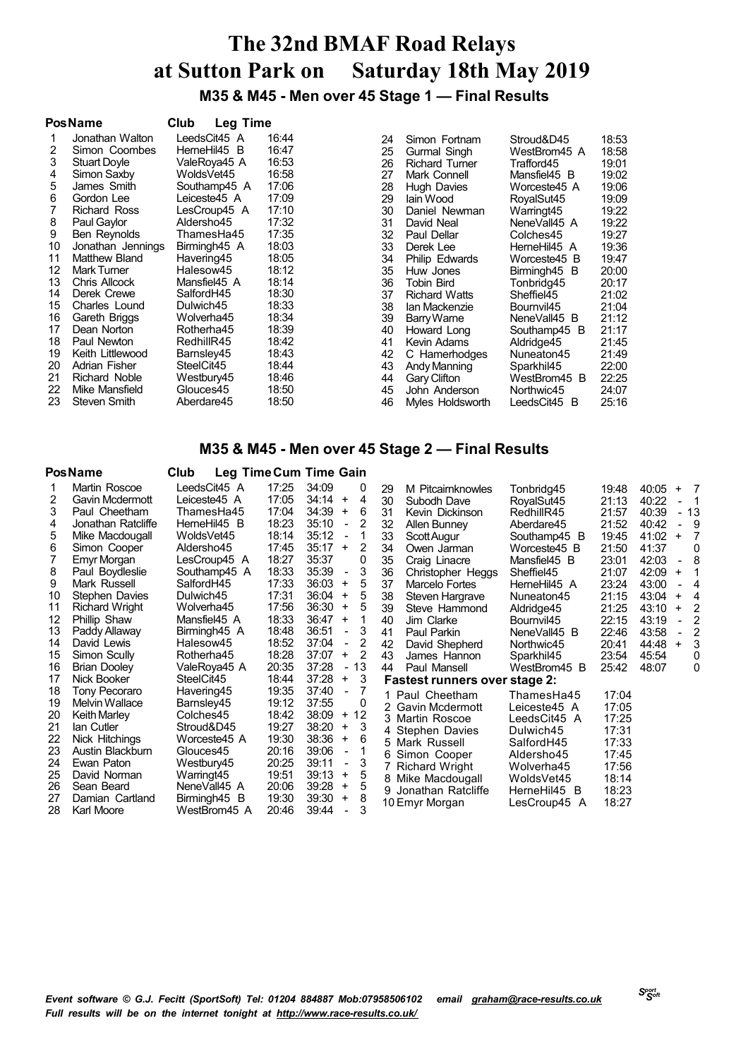# The 32nd BMAF Road Relays at Sutton Park on Saturday 18th May 2019

## M35 & M45 - Men over 45 Stage 1 — Final Results

| Pos | Name | Club | Leg Time |
|---|---|---|---|
| 1 | Jonathan Walton | LeedsCit45 A | 16:44 |
| 2 | Simon Coombes | HerneHil45 B | 16:47 |
| 3 | Stuart Doyle | ValeRoya45 A | 16:53 |
| 4 | Simon Saxby | WoldsVet45 | 16:58 |
| 5 | James Smith | Southamp45 A | 17:06 |
| 6 | Gordon Lee | Leiceste45 A | 17:09 |
| 7 | Richard Ross | LesCroup45 A | 17:10 |
| 8 | Paul Gaylor | Aldersho45 | 17:32 |
| 9 | Ben Reynolds | ThamesHa45 | 17:35 |
| 10 | Jonathan Jennings | Birmingh45 A | 18:03 |
| 11 | Matthew Bland | Havering45 | 18:05 |
| 12 | Mark Turner | Halesow45 | 18:12 |
| 13 | Chris Allcock | Mansfiel45 A | 18:14 |
| 14 | Derek Crewe | SalfordH45 | 18:30 |
| 15 | Charles Lound | Dulwich45 | 18:33 |
| 16 | Gareth Briggs | Wolverha45 | 18:34 |
| 17 | Dean Norton | Rotherha45 | 18:39 |
| 18 | Paul Newton | RedhillR45 | 18:42 |
| 19 | Keith Littlewood | Barnsley45 | 18:43 |
| 20 | Adrian Fisher | SteelCit45 | 18:44 |
| 21 | Richard Noble | Westbury45 | 18:46 |
| 22 | Mike Mansfield | Glouces45 | 18:50 |
| 23 | Steven Smith | Aberdare45 | 18:50 |
| 24 | Simon Fortnam | Stroud&D45 | 18:53 |
| 25 | Gurmal Singh | WestBrom45 A | 18:58 |
| 26 | Richard Turner | Trafford45 | 19:01 |
| 27 | Mark Connell | Mansfiel45 B | 19:02 |
| 28 | Hugh Davies | Worceste45 A | 19:06 |
| 29 | Iain Wood | RoyalSut45 | 19:09 |
| 30 | Daniel Newman | Warringt45 | 19:22 |
| 31 | David Neal | NeneVall45 A | 19:22 |
| 32 | Paul Dellar | Colches45 | 19:27 |
| 33 | Derek Lee | HerneHil45 A | 19:36 |
| 34 | Philip Edwards | Worceste45 B | 19:47 |
| 35 | Huw Jones | Birmingh45 B | 20:00 |
| 36 | Tobin Bird | Tonbridg45 | 20:17 |
| 37 | Richard Watts | Sheffiel45 | 21:02 |
| 38 | Ian Mackenzie | Bournvil45 | 21:04 |
| 39 | Barry Warne | NeneVall45 B | 21:12 |
| 40 | Howard Long | Southamp45 B | 21:17 |
| 41 | Kevin Adams | Aldridge45 | 21:45 |
| 42 | C Hamerhodges | Nuneaton45 | 21:49 |
| 43 | Andy Manning | Sparkhil45 | 22:00 |
| 44 | Gary Clifton | WestBrom45 B | 22:25 |
| 45 | John Anderson | Northwic45 | 24:07 |
| 46 | Myles Holdsworth | LeedsCit45 B | 25:16 |

## M35 & M45 - Men over 45 Stage 2 — Final Results

| Pos | Name | Club | Leg Time | Cum Time | Gain |
|---|---|---|---|---|---|
| 1 | Martin Roscoe | LeedsCit45 A | 17:25 | 34:09 | 0 |
| 2 | Gavin Mcdermott | Leiceste45 A | 17:05 | 34:14 | + 4 |
| 3 | Paul Cheetham | ThamesHa45 | 17:04 | 34:39 | + 6 |
| 4 | Jonathan Ratcliffe | HerneHil45 B | 18:23 | 35:10 | - 2 |
| 5 | Mike Macdougall | WoldsVet45 | 18:14 | 35:12 | - 1 |
| 6 | Simon Cooper | Aldersho45 | 17:45 | 35:17 | + 2 |
| 7 | Emyr Morgan | LesCroup45 A | 18:27 | 35:37 | 0 |
| 8 | Paul Boydleslie | Southamp45 A | 18:33 | 35:39 | - 3 |
| 9 | Mark Russell | SalfordH45 | 17:33 | 36:03 | + 5 |
| 10 | Stephen Davies | Dulwich45 | 17:31 | 36:04 | + 5 |
| 11 | Richard Wright | Wolverha45 | 17:56 | 36:30 | + 5 |
| 12 | Phillip Shaw | Mansfiel45 A | 18:33 | 36:47 | + 1 |
| 13 | Paddy Allaway | Birmingh45 A | 18:48 | 36:51 | - 3 |
| 14 | David Lewis | Halesow45 | 18:52 | 37:04 | - 2 |
| 15 | Simon Scully | Rotherha45 | 18:28 | 37:07 | + 2 |
| 16 | Brian Dooley | ValeRoya45 A | 20:35 | 37:28 | - 13 |
| 17 | Nick Booker | SteelCit45 | 18:44 | 37:28 | + 3 |
| 18 | Tony Pecoraro | Havering45 | 19:35 | 37:40 | - 7 |
| 19 | Melvin Wallace | Barnsley45 | 19:12 | 37:55 | 0 |
| 20 | Keith Marley | Colches45 | 18:42 | 38:09 | + 12 |
| 21 | Ian Cutler | Stroud&D45 | 19:27 | 38:20 | + 3 |
| 22 | Nick Hitchings | Worceste45 A | 19:30 | 38:36 | + 6 |
| 23 | Austin Blackburn | Glouces45 | 20:16 | 39:06 | - 1 |
| 24 | Ewan Paton | Westbury45 | 20:25 | 39:11 | - 3 |
| 25 | David Norman | Warringt45 | 19:51 | 39:13 | + 5 |
| 26 | Sean Beard | NeneVall45 A | 20:06 | 39:28 | + 5 |
| 27 | Damian Cartland | Birmingh45 B | 19:30 | 39:30 | + 8 |
| 28 | Karl Moore | WestBrom45 A | 20:46 | 39:44 | - 3 |
| 29 | M Pitcairnknowles | Tonbridg45 | 19:48 | 40:05 | + 7 |
| 30 | Subodh Dave | RoyalSut45 | 21:13 | 40:22 | - 1 |
| 31 | Kevin Dickinson | RedhillR45 | 21:57 | 40:39 | - 13 |
| 32 | Allen Bunney | Aberdare45 | 21:52 | 40:42 | - 9 |
| 33 | Scott Augur | Southamp45 B | 19:45 | 41:02 | + 7 |
| 34 | Owen Jarman | Worceste45 B | 21:50 | 41:37 | 0 |
| 35 | Craig Linacre | Mansfiel45 B | 23:01 | 42:03 | - 8 |
| 36 | Christopher Heggs | Sheffiel45 | 21:07 | 42:09 | + 1 |
| 37 | Marcelo Fortes | HerneHil45 A | 23:24 | 43:00 | - 4 |
| 38 | Steven Hargrave | Nuneaton45 | 21:15 | 43:04 | + 4 |
| 39 | Steve Hammond | Aldridge45 | 21:25 | 43:10 | + 2 |
| 40 | Jim Clarke | Bournvil45 | 22:15 | 43:19 | - 2 |
| 41 | Paul Parkin | NeneVall45 B | 22:46 | 43:58 | - 2 |
| 42 | David Shepherd | Northwic45 | 20:41 | 44:48 | + 3 |
| 43 | James Hannon | Sparkhil45 | 23:54 | 45:54 | 0 |
| 44 | Paul Mansell | WestBrom45 B | 25:42 | 48:07 | 0 |

### Fastest runners over stage 2:

| | Name | Club | Time |
|---|---|---|---|
| 1 | Paul Cheetham | ThamesHa45 | 17:04 |
| 2 | Gavin Mcdermott | Leiceste45 A | 17:05 |
| 3 | Martin Roscoe | LeedsCit45 A | 17:25 |
| 4 | Stephen Davies | Dulwich45 | 17:31 |
| 5 | Mark Russell | SalfordH45 | 17:33 |
| 6 | Simon Cooper | Aldersho45 | 17:45 |
| 7 | Richard Wright | Wolverha45 | 17:56 |
| 8 | Mike Macdougall | WoldsVet45 | 18:14 |
| 9 | Jonathan Ratcliffe | HerneHil45 B | 18:23 |
| 10 | Emyr Morgan | LesCroup45 A | 18:27 |

*Event software © G.J. Fecitt (SportSoft) Tel: 01204 884887 Mob:07958506102 email graham@race-results.co.uk*
*Full results will be on the internet tonight at http://www.race-results.co.uk/*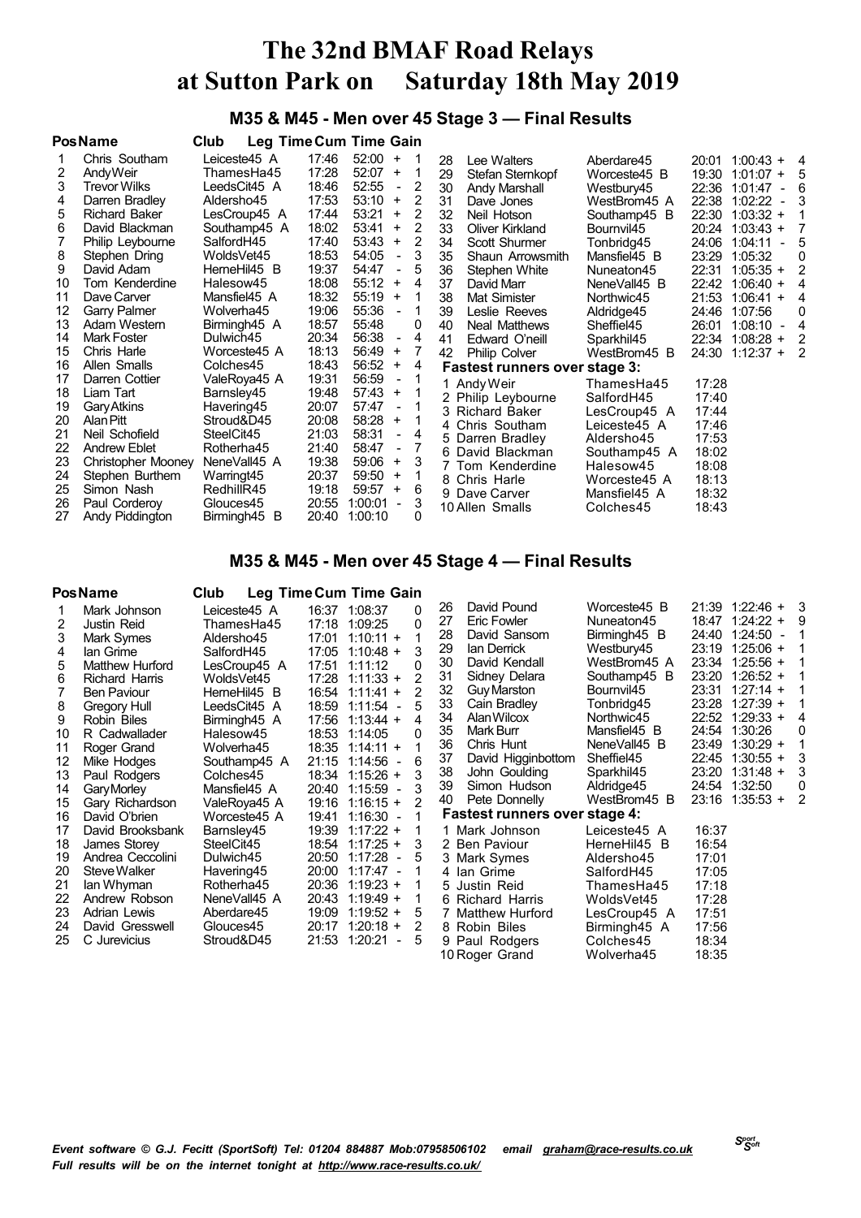# The 32nd BMAF Road Relays at Sutton Park on Saturday 18th May 2019

## M35 & M45 - Men over 45 Stage 3 — Final Results

| Pos | Name | Club | Leg Time | Cum Time | Gain |
|---|---|---|---|---|---|
| 1 | Chris Southam | Leiceste45 A | 17:46 | 52:00 | + 1 |
| 2 | Andy Weir | ThamesHa45 | 17:28 | 52:07 | + 1 |
| 3 | Trevor Wilks | LeedsCit45 A | 18:46 | 52:55 | - 2 |
| 4 | Darren Bradley | Aldersho45 | 17:53 | 53:10 | + 2 |
| 5 | Richard Baker | LesCroup45 A | 17:44 | 53:21 | + 2 |
| 6 | David Blackman | Southamp45 A | 18:02 | 53:41 | + 2 |
| 7 | Philip Leybourne | SalfordH45 | 17:40 | 53:43 | + 2 |
| 8 | Stephen Dring | WoldsVet45 | 18:53 | 54:05 | - 3 |
| 9 | David Adam | HerneHil45 B | 19:37 | 54:47 | - 5 |
| 10 | Tom Kenderdine | Halesow45 | 18:08 | 55:12 | + 4 |
| 11 | Dave Carver | Mansfiel45 A | 18:32 | 55:19 | + 1 |
| 12 | Garry Palmer | Wolverha45 | 19:06 | 55:36 | - 1 |
| 13 | Adam Western | Birmingh45 A | 18:57 | 55:48 | 0 |
| 14 | Mark Foster | Dulwich45 | 20:34 | 56:38 | - 4 |
| 15 | Chris Harle | Worceste45 A | 18:13 | 56:49 | + 7 |
| 16 | Allen Smalls | Colches45 | 18:43 | 56:52 | + 4 |
| 17 | Darren Cottier | ValeRoya45 A | 19:31 | 56:59 | - 1 |
| 18 | Liam Tart | Barnsley45 | 19:48 | 57:43 | + 1 |
| 19 | Gary Atkins | Havering45 | 20:07 | 57:47 | - 1 |
| 20 | Alan Pitt | Stroud&D45 | 20:08 | 58:28 | + 1 |
| 21 | Neil Schofield | SteelCit45 | 21:03 | 58:31 | - 4 |
| 22 | Andrew Eblet | Rotherha45 | 21:40 | 58:47 | - 7 |
| 23 | Christopher Mooney | NeneVall45 A | 19:38 | 59:06 | + 3 |
| 24 | Stephen Burthem | Warringt45 | 20:37 | 59:50 | + 1 |
| 25 | Simon Nash | RedhillR45 | 19:18 | 59:57 | + 6 |
| 26 | Paul Corderoy | Glouces45 | 20:55 | 1:00:01 | - 3 |
| 27 | Andy Piddington | Birmingh45 B | 20:40 | 1:00:10 | 0 |
| 28 | Lee Walters | Aberdare45 | 20:01 | 1:00:43 | + 4 |
| 29 | Stefan Sternkopf | Worceste45 B | 19:30 | 1:01:07 | + 5 |
| 30 | Andy Marshall | Westbury45 | 22:36 | 1:01:47 | - 6 |
| 31 | Dave Jones | WestBrom45 A | 22:38 | 1:02:22 | - 3 |
| 32 | Neil Hotson | Southamp45 B | 22:30 | 1:03:32 | + 1 |
| 33 | Oliver Kirkland | Bournvil45 | 20:24 | 1:03:43 | + 7 |
| 34 | Scott Shurmer | Tonbridg45 | 24:06 | 1:04:11 | - 5 |
| 35 | Shaun Arrowsmith | Mansfiel45 B | 23:29 | 1:05:32 | 0 |
| 36 | Stephen White | Nuneaton45 | 22:31 | 1:05:35 | + 2 |
| 37 | David Marr | NeneVall45 B | 22:42 | 1:06:40 | + 4 |
| 38 | Mat Simister | Northwic45 | 21:53 | 1:06:41 | + 4 |
| 39 | Leslie Reeves | Aldridge45 | 24:46 | 1:07:56 | 0 |
| 40 | Neal Matthews | Sheffiel45 | 26:01 | 1:08:10 | - 4 |
| 41 | Edward O'neill | Sparkhil45 | 22:34 | 1:08:28 | + 2 |
| 42 | Philip Colver | WestBrom45 B | 24:30 | 1:12:37 | + 2 |

**Fastest runners over stage 3:**

| | Name | Club | Time |
|---|---|---|---|
| 1 | Andy Weir | ThamesHa45 | 17:28 |
| 2 | Philip Leybourne | SalfordH45 | 17:40 |
| 3 | Richard Baker | LesCroup45 A | 17:44 |
| 4 | Chris Southam | Leiceste45 A | 17:46 |
| 5 | Darren Bradley | Aldersho45 | 17:53 |
| 6 | David Blackman | Southamp45 A | 18:02 |
| 7 | Tom Kenderdine | Halesow45 | 18:08 |
| 8 | Chris Harle | Worceste45 A | 18:13 |
| 9 | Dave Carver | Mansfiel45 A | 18:32 |
| 10 | Allen Smalls | Colches45 | 18:43 |

## M35 & M45 - Men over 45 Stage 4 — Final Results

| Pos | Name | Club | Leg Time | Cum Time | Gain |
|---|---|---|---|---|---|
| 1 | Mark Johnson | Leiceste45 A | 16:37 | 1:08:37 | 0 |
| 2 | Justin Reid | ThamesHa45 | 17:18 | 1:09:25 | 0 |
| 3 | Mark Symes | Aldersho45 | 17:01 | 1:10:11 | + 1 |
| 4 | Ian Grime | SalfordH45 | 17:05 | 1:10:48 | + 3 |
| 5 | Matthew Hurford | LesCroup45 A | 17:51 | 1:11:12 | 0 |
| 6 | Richard Harris | WoldsVet45 | 17:28 | 1:11:33 | + 2 |
| 7 | Ben Paviour | HerneHil45 B | 16:54 | 1:11:41 | + 2 |
| 8 | Gregory Hull | LeedsCit45 A | 18:59 | 1:11:54 | - 5 |
| 9 | Robin Biles | Birmingh45 A | 17:56 | 1:13:44 | + 4 |
| 10 | R Cadwallader | Halesow45 | 18:53 | 1:14:05 | 0 |
| 11 | Roger Grand | Wolverha45 | 18:35 | 1:14:11 | + 1 |
| 12 | Mike Hodges | Southamp45 A | 21:15 | 1:14:56 | - 6 |
| 13 | Paul Rodgers | Colches45 | 18:34 | 1:15:26 | + 3 |
| 14 | Gary Morley | Mansfiel45 A | 20:40 | 1:15:59 | - 3 |
| 15 | Gary Richardson | ValeRoya45 A | 19:16 | 1:16:15 | + 2 |
| 16 | David O'brien | Worceste45 A | 19:41 | 1:16:30 | - 1 |
| 17 | David Brooksbank | Barnsley45 | 19:39 | 1:17:22 | + 1 |
| 18 | James Storey | SteelCit45 | 18:54 | 1:17:25 | + 3 |
| 19 | Andrea Ceccolini | Dulwich45 | 20:50 | 1:17:28 | - 5 |
| 20 | Steve Walker | Havering45 | 20:00 | 1:17:47 | - 1 |
| 21 | Ian Whyman | Rotherha45 | 20:36 | 1:19:23 | + 1 |
| 22 | Andrew Robson | NeneVall45 A | 20:43 | 1:19:49 | + 1 |
| 23 | Adrian Lewis | Aberdare45 | 19:09 | 1:19:52 | + 5 |
| 24 | David Gresswell | Glouces45 | 20:17 | 1:20:18 | + 2 |
| 25 | C Jurevicius | Stroud&D45 | 21:53 | 1:20:21 | - 5 |
| 26 | David Pound | Worceste45 B | 21:39 | 1:22:46 | + 3 |
| 27 | Eric Fowler | Nuneaton45 | 18:47 | 1:24:22 | + 9 |
| 28 | David Sansom | Birmingh45 B | 24:40 | 1:24:50 | - 1 |
| 29 | Ian Derrick | Westbury45 | 23:19 | 1:25:06 | + 1 |
| 30 | David Kendall | WestBrom45 A | 23:34 | 1:25:56 | + 1 |
| 31 | Sidney Delara | Southamp45 B | 23:20 | 1:26:52 | + 1 |
| 32 | Guy Marston | Bournvil45 | 23:31 | 1:27:14 | + 1 |
| 33 | Cain Bradley | Tonbridg45 | 23:28 | 1:27:39 | + 1 |
| 34 | Alan Wilcox | Northwic45 | 22:52 | 1:29:33 | + 4 |
| 35 | Mark Burr | Mansfiel45 B | 24:54 | 1:30:26 | 0 |
| 36 | Chris Hunt | NeneVall45 B | 23:49 | 1:30:29 | + 1 |
| 37 | David Higginbottom | Sheffiel45 | 22:45 | 1:30:55 | + 3 |
| 38 | John Goulding | Sparkhil45 | 23:20 | 1:31:48 | + 3 |
| 39 | Simon Hudson | Aldridge45 | 24:54 | 1:32:50 | 0 |
| 40 | Pete Donnelly | WestBrom45 B | 23:16 | 1:35:53 | + 2 |

**Fastest runners over stage 4:**

| | Name | Club | Time |
|---|---|---|---|
| 1 | Mark Johnson | Leiceste45 A | 16:37 |
| 2 | Ben Paviour | HerneHil45 B | 16:54 |
| 3 | Mark Symes | Aldersho45 | 17:01 |
| 4 | Ian Grime | SalfordH45 | 17:05 |
| 5 | Justin Reid | ThamesHa45 | 17:18 |
| 6 | Richard Harris | WoldsVet45 | 17:28 |
| 7 | Matthew Hurford | LesCroup45 A | 17:51 |
| 8 | Robin Biles | Birmingh45 A | 17:56 |
| 9 | Paul Rodgers | Colches45 | 18:34 |
| 10 | Roger Grand | Wolverha45 | 18:35 |

*Event software © G.J. Fecitt (SportSoft) Tel: 01204 884887 Mob:07958506102 email graham@race-results.co.uk*
*Full results will be on the internet tonight at http://www.race-results.co.uk/*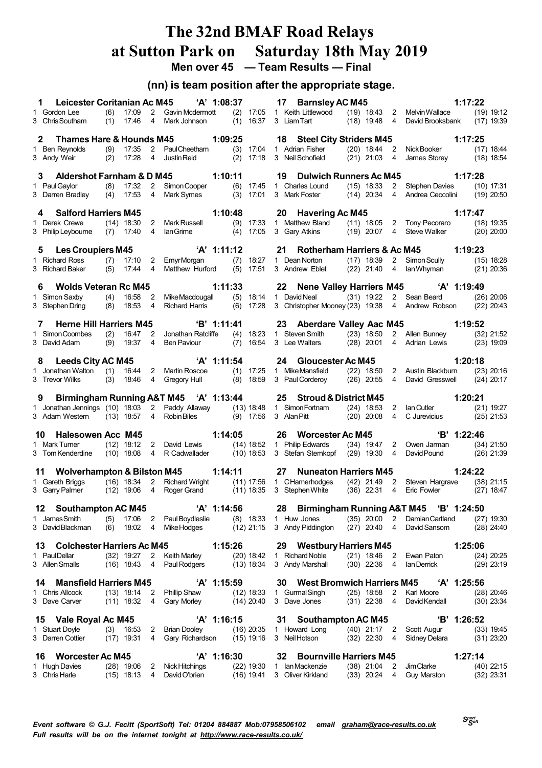# The 32nd BMAF Road Relays at Sutton Park on Saturday 18th May 2019

## Men over 45 — Team Results — Final

### (nn) is team position after the appropriate stage.

**1 Leicester Coritanian Ac M45 'A' 1:08:37**
1 Gordon Lee (6) 17:09 2 Gavin Mcdermott (2) 17:05
3 Chris Southam (1) 17:46 4 Mark Johnson (1) 16:37

**2 Thames Hare & Hounds M45 1:09:25**
1 Ben Reynolds (9) 17:35 2 Paul Cheetham (3) 17:04
3 Andy Weir (2) 17:28 4 Justin Reid (2) 17:18

**3 Aldershot Farnham & D M45 1:10:11**
1 Paul Gaylor (8) 17:32 2 Simon Cooper (6) 17:45
3 Darren Bradley (4) 17:53 4 Mark Symes (3) 17:01

**4 Salford Harriers M45 1:10:48**
1 Derek Crewe (14) 18:30 2 Mark Russell (9) 17:33
3 Philip Leybourne (7) 17:40 4 Ian Grime (4) 17:05

**5 Les Croupiers M45 'A' 1:11:12**
1 Richard Ross (7) 17:10 2 Emyr Morgan (7) 18:27
3 Richard Baker (5) 17:44 4 Matthew Hurford (5) 17:51

**6 Wolds Veteran Rc M45 1:11:33**
1 Simon Saxby (4) 16:58 2 Mike Macdougall (5) 18:14
3 Stephen Dring (8) 18:53 4 Richard Harris (6) 17:28

**7 Herne Hill Harriers M45 'B' 1:11:41**
1 Simon Coombes (2) 16:47 2 Jonathan Ratcliffe (4) 18:23
3 David Adam (9) 19:37 4 Ben Paviour (7) 16:54

**8 Leeds City AC M45 'A' 1:11:54**
1 Jonathan Walton (1) 16:44 2 Martin Roscoe (1) 17:25
3 Trevor Wilks (3) 18:46 4 Gregory Hull (8) 18:59

**9 Birmingham Running A&T M45 'A' 1:13:44**
1 Jonathan Jennings (10) 18:03 2 Paddy Allaway (13) 18:48
3 Adam Western (13) 18:57 4 Robin Biles (9) 17:56

**10 Halesowen Acc M45 1:14:05**
1 Mark Turner (12) 18:12 2 David Lewis (14) 18:52
3 Tom Kenderdine (10) 18:08 4 R Cadwallader (10) 18:53

**11 Wolverhampton & Bilston M45 1:14:11**
1 Gareth Briggs (16) 18:34 2 Richard Wright (11) 17:56
3 Garry Palmer (12) 19:06 4 Roger Grand (11) 18:35

**12 Southampton AC M45 'A' 1:14:56**
1 James Smith (5) 17:06 2 Paul Boydleslie (8) 18:33
3 David Blackman (6) 18:02 4 Mike Hodges (12) 21:15

**13 Colchester Harriers Ac M45 1:15:26**
1 Paul Dellar (32) 19:27 2 Keith Marley (20) 18:42
3 Allen Smalls (16) 18:43 4 Paul Rodgers (13) 18:34

**14 Mansfield Harriers M45 'A' 1:15:59**
1 Chris Allcock (13) 18:14 2 Phillip Shaw (12) 18:33
3 Dave Carver (11) 18:32 4 Gary Morley (14) 20:40

**15 Vale Royal Ac M45 'A' 1:16:15**
1 Stuart Doyle (3) 16:53 2 Brian Dooley (16) 20:35
3 Darren Cottier (17) 19:31 4 Gary Richardson (15) 19:16

**16 Worcester Ac M45 'A' 1:16:30**
1 Hugh Davies (28) 19:06 2 Nick Hitchings (22) 19:30
3 Chris Harle (15) 18:13 4 David O'brien (16) 19:41

**17 Barnsley AC M45 1:17:22**
1 Keith Littlewood (19) 18:43 2 Melvin Wallace (19) 19:12
3 Liam Tart (18) 19:48 4 David Brooksbank (17) 19:39

**18 Steel City Striders M45 1:17:25**
1 Adrian Fisher (20) 18:44 2 Nick Booker (17) 18:44
3 Neil Schofield (21) 21:03 4 James Storey (18) 18:54

**19 Dulwich Runners Ac M45 1:17:28**
1 Charles Lound (15) 18:33 2 Stephen Davies (10) 17:31
3 Mark Foster (14) 20:34 4 Andrea Ceccolini (19) 20:50

**20 Havering Ac M45 1:17:47**
1 Matthew Bland (11) 18:05 2 Tony Pecoraro (18) 19:35
3 Gary Atkins (19) 20:07 4 Steve Walker (20) 20:00

**21 Rotherham Harriers & Ac M45 1:19:23**
1 Dean Norton (17) 18:39 2 Simon Scully (15) 18:28
3 Andrew Eblet (22) 21:40 4 Ian Whyman (21) 20:36

**22 Nene Valley Harriers M45 'A' 1:19:49**
1 David Neal (31) 19:22 2 Sean Beard (26) 20:06
3 Christopher Mooney (23) 19:38 4 Andrew Robson (22) 20:43

**23 Aberdare Valley Aac M45 1:19:52**
1 Steven Smith (23) 18:50 2 Allen Bunney (32) 21:52
3 Lee Walters (28) 20:01 4 Adrian Lewis (23) 19:09

**24 Gloucester Ac M45 1:20:18**
1 Mike Mansfield (22) 18:50 2 Austin Blackburn (23) 20:16
3 Paul Corderoy (26) 20:55 4 David Gresswell (24) 20:17

**25 Stroud & District M45 1:20:21**
1 Simon Fortnam (24) 18:53 2 Ian Cutler (21) 19:27
3 Alan Pitt (20) 20:08 4 C Jurevicius (25) 21:53

**26 Worcester Ac M45 'B' 1:22:46**
1 Philip Edwards (34) 19:47 2 Owen Jarman (34) 21:50
3 Stefan Sternkopf (29) 19:30 4 David Pound (26) 21:39

**27 Nuneaton Harriers M45 1:24:22**
1 C Hamerhodges (42) 21:49 2 Steven Hargrave (38) 21:15
3 Stephen White (36) 22:31 4 Eric Fowler (27) 18:47

**28 Birmingham Running A&T M45 'B' 1:24:50**
1 Huw Jones (35) 20:00 2 Damian Cartland (27) 19:30
3 Andy Piddington (27) 20:40 4 David Sansom (28) 24:40

**29 Westbury Harriers M45 1:25:06**
1 Richard Noble (21) 18:46 2 Ewan Paton (24) 20:25
3 Andy Marshall (30) 22:36 4 Ian Derrick (29) 23:19

**30 West Bromwich Harriers M45 'A' 1:25:56**
1 Gurmal Singh (25) 18:58 2 Karl Moore (28) 20:46
3 Dave Jones (31) 22:38 4 David Kendall (30) 23:34

**31 Southampton AC M45 'B' 1:26:52**
1 Howard Long (40) 21:17 2 Scott Augur (33) 19:45
3 Neil Hotson (32) 22:30 4 Sidney Delara (31) 23:20

**32 Bournville Harriers M45 1:27:14**
1 Ian Mackenzie (38) 21:04 2 Jim Clarke (40) 22:15
3 Oliver Kirkland (33) 20:24 4 Guy Marston (32) 23:31

*Event software © G.J. Fecitt (SportSoft) Tel: 01204 884887 Mob:07958506102 email graham@race-results.co.uk*
*Full results will be on the internet tonight at http://www.race-results.co.uk/*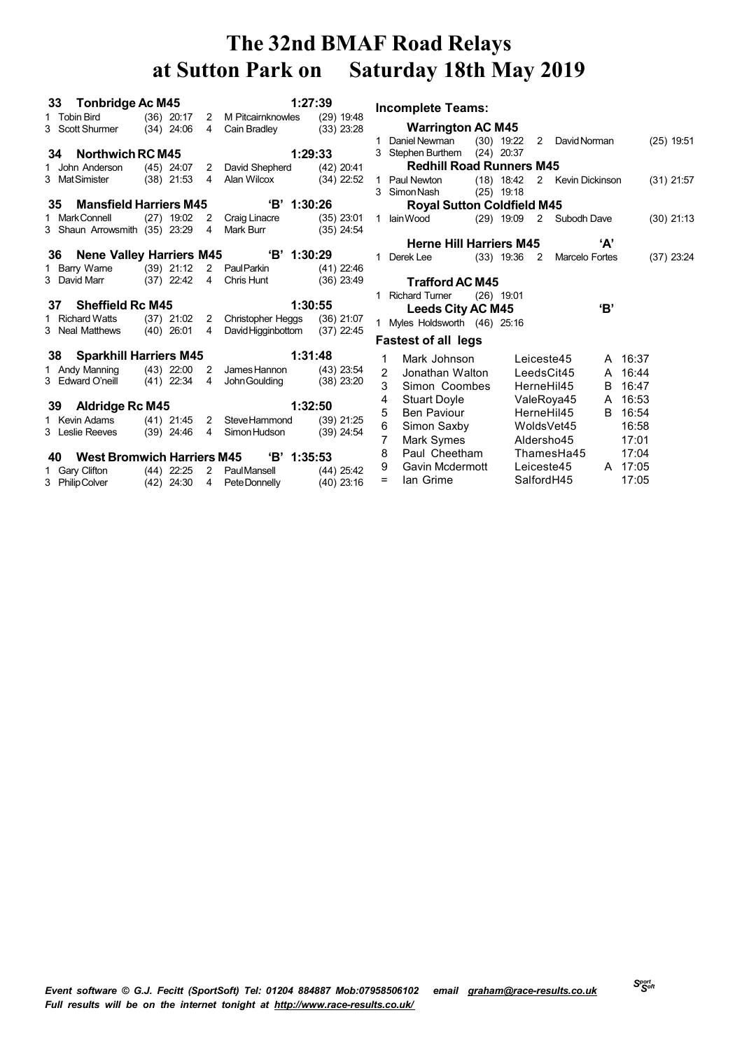# The 32nd BMAF Road Relays at Sutton Park on Saturday 18th May 2019

### 33 Tonbridge Ac M45 — 1:27:39

1 Tobin Bird (36) 20:17 — 2 M Pitcairnknowles (29) 19:48
3 Scott Shurmer (34) 24:06 — 4 Cain Bradley (33) 23:28

### 34 Northwich RC M45 — 1:29:33

1 John Anderson (45) 24:07 — 2 David Shepherd (42) 20:41
3 Mat Simister (38) 21:53 — 4 Alan Wilcox (34) 22:52

### 35 Mansfield Harriers M45 'B' — 1:30:26

1 Mark Connell (27) 19:02 — 2 Craig Linacre (35) 23:01
3 Shaun Arrowsmith (35) 23:29 — 4 Mark Burr (35) 24:54

### 36 Nene Valley Harriers M45 'B' — 1:30:29

1 Barry Warne (39) 21:12 — 2 Paul Parkin (41) 22:46
3 David Marr (37) 22:42 — 4 Chris Hunt (36) 23:49

### 37 Sheffield Rc M45 — 1:30:55

1 Richard Watts (37) 21:02 — 2 Christopher Heggs (36) 21:07
3 Neal Matthews (40) 26:01 — 4 David Higginbottom (37) 22:45

### 38 Sparkhill Harriers M45 — 1:31:48

1 Andy Manning (43) 22:00 — 2 James Hannon (43) 23:54
3 Edward O'neill (41) 22:34 — 4 John Goulding (38) 23:20

### 39 Aldridge Rc M45 — 1:32:50

1 Kevin Adams (41) 21:45 — 2 Steve Hammond (39) 21:25
3 Leslie Reeves (39) 24:46 — 4 Simon Hudson (39) 24:54

### 40 West Bromwich Harriers M45 'B' — 1:35:53

1 Gary Clifton (44) 22:25 — 2 Paul Mansell (44) 25:42
3 Philip Colver (42) 24:30 — 4 Pete Donnelly (40) 23:16

## Incomplete Teams:

### Warrington AC M45

1 Daniel Newman (30) 19:22 — 2 David Norman (25) 19:51
3 Stephen Burthem (24) 20:37

### Redhill Road Runners M45

1 Paul Newton (18) 18:42 — 2 Kevin Dickinson (31) 21:57
3 Simon Nash (25) 19:18

### Royal Sutton Coldfield M45

1 Iain Wood (29) 19:09 — 2 Subodh Dave (30) 21:13

### Herne Hill Harriers M45 'A'

1 Derek Lee (33) 19:36 — 2 Marcelo Fortes (37) 23:24

### Trafford AC M45

1 Richard Turner (26) 19:01

### Leeds City AC M45 'B'

1 Myles Holdsworth (46) 25:16

## Fastest of all legs

| | Name | Team | | Time |
|---|---|---|---|---|
| 1 | Mark Johnson | Leiceste45 | A | 16:37 |
| 2 | Jonathan Walton | LeedsCit45 | A | 16:44 |
| 3 | Simon Coombes | HerneHil45 | B | 16:47 |
| 4 | Stuart Doyle | ValeRoya45 | A | 16:53 |
| 5 | Ben Paviour | HerneHil45 | B | 16:54 |
| 6 | Simon Saxby | WoldsVet45 | | 16:58 |
| 7 | Mark Symes | Aldersho45 | | 17:01 |
| 8 | Paul Cheetham | ThamesHa45 | | 17:04 |
| 9 | Gavin Mcdermott | Leiceste45 | A | 17:05 |
| = | Ian Grime | SalfordH45 | | 17:05 |

*Event software © G.J. Fecitt (SportSoft) Tel: 01204 884887 Mob:07958506102 email graham@race-results.co.uk*
*Full results will be on the internet tonight at http://www.race-results.co.uk/*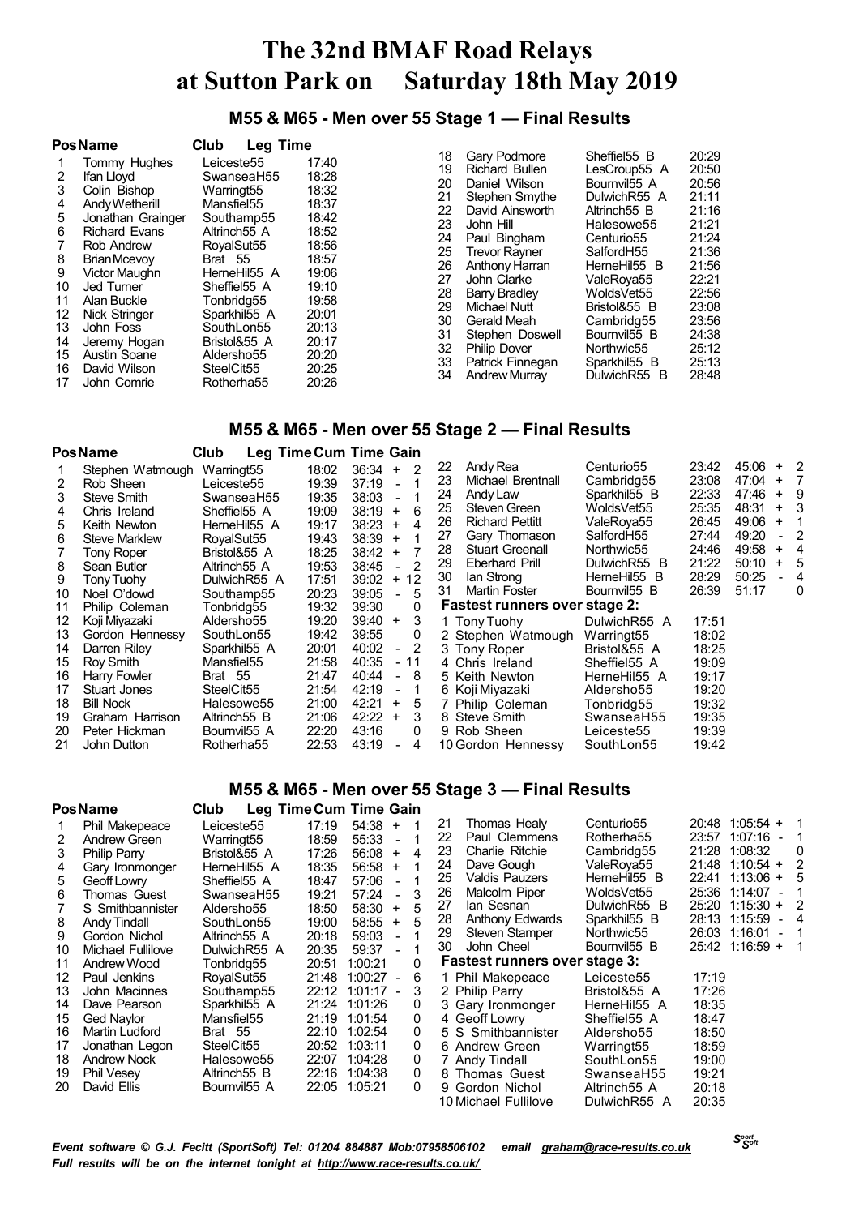# The 32nd BMAF Road Relays at Sutton Park on Saturday 18th May 2019

## M55 & M65 - Men over 55 Stage 1 — Final Results

| Pos | Name | Club | Leg Time |
|---|---|---|---|
| 1 | Tommy Hughes | Leiceste55 | 17:40 |
| 2 | Ifan Lloyd | SwanseaH55 | 18:28 |
| 3 | Colin Bishop | Warringt55 | 18:32 |
| 4 | Andy Wetherill | Mansfiel55 | 18:37 |
| 5 | Jonathan Grainger | Southamp55 | 18:42 |
| 6 | Richard Evans | Altrinch55 A | 18:52 |
| 7 | Rob Andrew | RoyalSut55 | 18:56 |
| 8 | Brian Mcevoy | Brat 55 | 18:57 |
| 9 | Victor Maughn | HerneHil55 A | 19:06 |
| 10 | Jed Turner | Sheffiel55 A | 19:10 |
| 11 | Alan Buckle | Tonbridg55 | 19:58 |
| 12 | Nick Stringer | Sparkhil55 A | 20:01 |
| 13 | John Foss | SouthLon55 | 20:13 |
| 14 | Jeremy Hogan | Bristol&55 A | 20:17 |
| 15 | Austin Soane | Aldersho55 | 20:20 |
| 16 | David Wilson | SteelCit55 | 20:25 |
| 17 | John Comrie | Rotherha55 | 20:26 |
| 18 | Gary Podmore | Sheffiel55 B | 20:29 |
| 19 | Richard Bullen | LesCroup55 A | 20:50 |
| 20 | Daniel Wilson | Bournvil55 A | 20:56 |
| 21 | Stephen Smythe | DulwichR55 A | 21:11 |
| 22 | David Ainsworth | Altrinch55 B | 21:16 |
| 23 | John Hill | Halesowe55 | 21:21 |
| 24 | Paul Bingham | Centurio55 | 21:24 |
| 25 | Trevor Rayner | SalfordH55 | 21:36 |
| 26 | Anthony Harran | HerneHil55 B | 21:56 |
| 27 | John Clarke | ValeRoya55 | 22:21 |
| 28 | Barry Bradley | WoldsVet55 | 22:56 |
| 29 | Michael Nutt | Bristol&55 B | 23:08 |
| 30 | Gerald Meah | Cambridg55 | 23:56 |
| 31 | Stephen Doswell | Bournvil55 B | 24:38 |
| 32 | Philip Dover | Northwic55 | 25:12 |
| 33 | Patrick Finnegan | Sparkhil55 B | 25:13 |
| 34 | Andrew Murray | DulwichR55 B | 28:48 |

## M55 & M65 - Men over 55 Stage 2 — Final Results

| Pos | Name | Club | Leg Time | Cum Time | Gain |
|---|---|---|---|---|---|
| 1 | Stephen Watmough | Warringt55 | 18:02 | 36:34 | + 2 |
| 2 | Rob Sheen | Leiceste55 | 19:39 | 37:19 | - 1 |
| 3 | Steve Smith | SwanseaH55 | 19:35 | 38:03 | - 1 |
| 4 | Chris Ireland | Sheffiel55 A | 19:09 | 38:19 | + 6 |
| 5 | Keith Newton | HerneHil55 A | 19:17 | 38:23 | + 4 |
| 6 | Steve Marklew | RoyalSut55 | 19:43 | 38:39 | + 1 |
| 7 | Tony Roper | Bristol&55 A | 18:25 | 38:42 | + 7 |
| 8 | Sean Butler | Altrinch55 A | 19:53 | 38:45 | - 2 |
| 9 | Tony Tuohy | DulwichR55 A | 17:51 | 39:02 | + 12 |
| 10 | Noel O'dowd | Southamp55 | 20:23 | 39:05 | - 5 |
| 11 | Philip Coleman | Tonbridg55 | 19:32 | 39:30 | 0 |
| 12 | Koji Miyazaki | Aldersho55 | 19:20 | 39:40 | + 3 |
| 13 | Gordon Hennessy | SouthLon55 | 19:42 | 39:55 | 0 |
| 14 | Darren Riley | Sparkhil55 A | 20:01 | 40:02 | - 2 |
| 15 | Roy Smith | Mansfiel55 | 21:58 | 40:35 | - 11 |
| 16 | Harry Fowler | Brat 55 | 21:47 | 40:44 | - 8 |
| 17 | Stuart Jones | SteelCit55 | 21:54 | 42:19 | - 1 |
| 18 | Bill Nock | Halesowe55 | 21:00 | 42:21 | + 5 |
| 19 | Graham Harrison | Altrinch55 B | 21:06 | 42:22 | + 3 |
| 20 | Peter Hickman | Bournvil55 A | 22:20 | 43:16 | 0 |
| 21 | John Dutton | Rotherha55 | 22:53 | 43:19 | - 4 |
| 22 | Andy Rea | Centurio55 | 23:42 | 45:06 | + 2 |
| 23 | Michael Brentnall | Cambridg55 | 23:08 | 47:04 | + 7 |
| 24 | Andy Law | Sparkhil55 B | 22:33 | 47:46 | + 9 |
| 25 | Steven Green | WoldsVet55 | 25:35 | 48:31 | + 3 |
| 26 | Richard Pettitt | ValeRoya55 | 26:45 | 49:06 | + 1 |
| 27 | Gary Thomason | SalfordH55 | 27:44 | 49:20 | - 2 |
| 28 | Stuart Greenall | Northwic55 | 24:46 | 49:58 | + 4 |
| 29 | Eberhard Prill | DulwichR55 B | 21:22 | 50:10 | + 5 |
| 30 | Ian Strong | HerneHil55 B | 28:29 | 50:25 | - 4 |
| 31 | Martin Foster | Bournvil55 B | 26:39 | 51:17 | 0 |

**Fastest runners over stage 2:**

| | Name | Club | Time |
|---|---|---|---|
| 1 | Tony Tuohy | DulwichR55 A | 17:51 |
| 2 | Stephen Watmough | Warringt55 | 18:02 |
| 3 | Tony Roper | Bristol&55 A | 18:25 |
| 4 | Chris Ireland | Sheffiel55 A | 19:09 |
| 5 | Keith Newton | HerneHil55 A | 19:17 |
| 6 | Koji Miyazaki | Aldersho55 | 19:20 |
| 7 | Philip Coleman | Tonbridg55 | 19:32 |
| 8 | Steve Smith | SwanseaH55 | 19:35 |
| 9 | Rob Sheen | Leiceste55 | 19:39 |
| 10 | Gordon Hennessy | SouthLon55 | 19:42 |

## M55 & M65 - Men over 55 Stage 3 — Final Results

| Pos | Name | Club | Leg Time | Cum Time | Gain |
|---|---|---|---|---|---|
| 1 | Phil Makepeace | Leiceste55 | 17:19 | 54:38 | + 1 |
| 2 | Andrew Green | Warringt55 | 18:59 | 55:33 | - 1 |
| 3 | Philip Parry | Bristol&55 A | 17:26 | 56:08 | + 4 |
| 4 | Gary Ironmonger | HerneHil55 A | 18:35 | 56:58 | + 1 |
| 5 | Geoff Lowry | Sheffiel55 A | 18:47 | 57:06 | - 1 |
| 6 | Thomas Guest | SwanseaH55 | 19:21 | 57:24 | - 3 |
| 7 | S Smithbannister | Aldersho55 | 18:50 | 58:30 | + 5 |
| 8 | Andy Tindall | SouthLon55 | 19:00 | 58:55 | + 5 |
| 9 | Gordon Nichol | Altrinch55 A | 20:18 | 59:03 | - 1 |
| 10 | Michael Fullilove | DulwichR55 A | 20:35 | 59:37 | - 1 |
| 11 | Andrew Wood | Tonbridg55 | 20:51 | 1:00:21 | 0 |
| 12 | Paul Jenkins | RoyalSut55 | 21:48 | 1:00:27 | - 6 |
| 13 | John Macinnes | Southamp55 | 22:12 | 1:01:17 | - 3 |
| 14 | Dave Pearson | Sparkhil55 A | 21:24 | 1:01:26 | 0 |
| 15 | Ged Naylor | Mansfiel55 | 21:19 | 1:01:54 | 0 |
| 16 | Martin Ludford | Brat 55 | 22:10 | 1:02:54 | 0 |
| 17 | Jonathan Legon | SteelCit55 | 20:52 | 1:03:11 | 0 |
| 18 | Andrew Nock | Halesowe55 | 22:07 | 1:04:28 | 0 |
| 19 | Phil Vesey | Altrinch55 B | 22:16 | 1:04:38 | 0 |
| 20 | David Ellis | Bournvil55 A | 22:05 | 1:05:21 | 0 |
| 21 | Thomas Healy | Centurio55 | 20:48 | 1:05:54 | + 1 |
| 22 | Paul Clemmens | Rotherha55 | 23:57 | 1:07:16 | - 1 |
| 23 | Charlie Ritchie | Cambridg55 | 21:28 | 1:08:32 | 0 |
| 24 | Dave Gough | ValeRoya55 | 21:48 | 1:10:54 | + 2 |
| 25 | Valdis Pauzers | HerneHil55 B | 22:41 | 1:13:06 | + 5 |
| 26 | Malcolm Piper | WoldsVet55 | 25:36 | 1:14:07 | - 1 |
| 27 | Ian Sesnan | DulwichR55 B | 25:20 | 1:15:30 | + 2 |
| 28 | Anthony Edwards | Sparkhil55 B | 28:13 | 1:15:59 | - 4 |
| 29 | Steven Stamper | Northwic55 | 26:03 | 1:16:01 | - 1 |
| 30 | John Cheel | Bournvil55 B | 25:42 | 1:16:59 | + 1 |

**Fastest runners over stage 3:**

| | Name | Club | Time |
|---|---|---|---|
| 1 | Phil Makepeace | Leiceste55 | 17:19 |
| 2 | Philip Parry | Bristol&55 A | 17:26 |
| 3 | Gary Ironmonger | HerneHil55 A | 18:35 |
| 4 | Geoff Lowry | Sheffiel55 A | 18:47 |
| 5 | S Smithbannister | Aldersho55 | 18:50 |
| 6 | Andrew Green | Warringt55 | 18:59 |
| 7 | Andy Tindall | SouthLon55 | 19:00 |
| 8 | Thomas Guest | SwanseaH55 | 19:21 |
| 9 | Gordon Nichol | Altrinch55 A | 20:18 |
| 10 | Michael Fullilove | DulwichR55 A | 20:35 |

*Event software © G.J. Fecitt (SportSoft) Tel: 01204 884887 Mob:07958506102 email graham@race-results.co.uk*
*Full results will be on the internet tonight at http://www.race-results.co.uk/*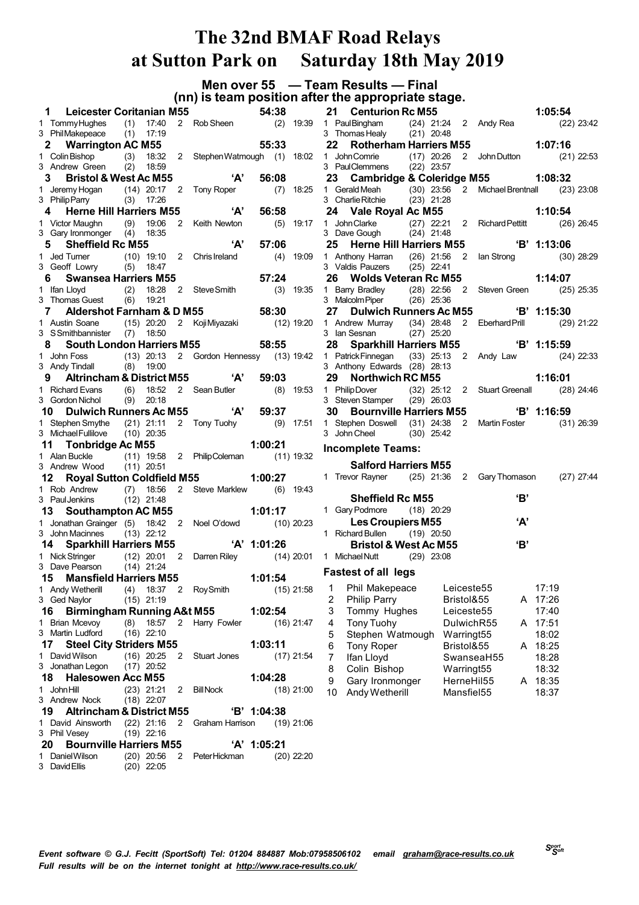# The 32nd BMAF Road Relays at Sutton Park on Saturday 18th May 2019

## Men over 55 — Team Results — Final

(nn) is team position after the appropriate stage.

**1 Leicester Coritanian M55 54:38**
1 Tommy Hughes (1) 17:40 2 Rob Sheen (2) 19:39
3 Phil Makepeace (1) 17:19

**2 Warrington AC M55 55:33**
1 Colin Bishop (3) 18:32 2 Stephen Watmough (1) 18:02
3 Andrew Green (2) 18:59

**3 Bristol & West Ac M55 'A' 56:08**
1 Jeremy Hogan (14) 20:17 2 Tony Roper (7) 18:25
3 Philip Parry (3) 17:26

**4 Herne Hill Harriers M55 'A' 56:58**
1 Victor Maughn (9) 19:06 2 Keith Newton (5) 19:17
3 Gary Ironmonger (4) 18:35

**5 Sheffield Rc M55 'A' 57:06**
1 Jed Turner (10) 19:10 2 Chris Ireland (4) 19:09
3 Geoff Lowry (5) 18:47

**6 Swansea Harriers M55 57:24**
1 Ifan Lloyd (2) 18:28 2 Steve Smith (3) 19:35
3 Thomas Guest (6) 19:21

**7 Aldershot Farnham & D M55 58:30**
1 Austin Soane (15) 20:20 2 Koji Miyazaki (12) 19:20
3 S Smithbannister (7) 18:50

**8 South London Harriers M55 58:55**
1 John Foss (13) 20:13 2 Gordon Hennessy (13) 19:42
3 Andy Tindall (8) 19:00

**9 Altrincham & District M55 'A' 59:03**
1 Richard Evans (6) 18:52 2 Sean Butler (8) 19:53
3 Gordon Nichol (9) 20:18

**10 Dulwich Runners Ac M55 'A' 59:37**
1 Stephen Smythe (21) 21:11 2 Tony Tuohy (9) 17:51
3 Michael Fullilove (10) 20:35

**11 Tonbridge Ac M55 1:00:21**
1 Alan Buckle (11) 19:58 2 Philip Coleman (11) 19:32
3 Andrew Wood (11) 20:51

**12 Royal Sutton Coldfield M55 1:00:27**
1 Rob Andrew (7) 18:56 2 Steve Marklew (6) 19:43
3 Paul Jenkins (12) 21:48

**13 Southampton AC M55 1:01:17**
1 Jonathan Grainger (5) 18:42 2 Noel O'dowd (10) 20:23
3 John Macinnes (13) 22:12

**14 Sparkhill Harriers M55 'A' 1:01:26**
1 Nick Stringer (12) 20:01 2 Darren Riley (14) 20:01
3 Dave Pearson (14) 21:24

**15 Mansfield Harriers M55 1:01:54**
1 Andy Wetherill (4) 18:37 2 Roy Smith (15) 21:58
3 Ged Naylor (15) 21:19

**16 Birmingham Running A&t M55 1:02:54**
1 Brian Mcevoy (8) 18:57 2 Harry Fowler (16) 21:47
3 Martin Ludford (16) 22:10

**17 Steel City Striders M55 1:03:11**
1 David Wilson (16) 20:25 2 Stuart Jones (17) 21:54
3 Jonathan Legon (17) 20:52

**18 Halesowen Acc M55 1:04:28**
1 John Hill (23) 21:21 2 Bill Nock (18) 21:00
3 Andrew Nock (18) 22:07

**19 Altrincham & District M55 'B' 1:04:38**
1 David Ainsworth (22) 21:16 2 Graham Harrison (19) 21:06
3 Phil Vesey (19) 22:16

**20 Bournville Harriers M55 'A' 1:05:21**
1 Daniel Wilson (20) 20:56 2 Peter Hickman (20) 22:20
3 David Ellis (20) 22:05

**21 Centurion Rc M55 1:05:54**
1 Paul Bingham (24) 21:24 2 Andy Rea (22) 23:42
3 Thomas Healy (21) 20:48

**22 Rotherham Harriers M55 1:07:16**
1 John Comrie (17) 20:26 2 John Dutton (21) 22:53
3 Paul Clemmens (22) 23:57

**23 Cambridge & Coleridge M55 1:08:32**
1 Gerald Meah (30) 23:56 2 Michael Brentnall (23) 23:08
3 Charlie Ritchie (23) 21:28

**24 Vale Royal Ac M55 1:10:54**
1 John Clarke (27) 22:21 2 Richard Pettitt (26) 26:45
3 Dave Gough (24) 21:48

**25 Herne Hill Harriers M55 'B' 1:13:06**
1 Anthony Harran (26) 21:56 2 Ian Strong (30) 28:29
3 Valdis Pauzers (25) 22:41

**26 Wolds Veteran Rc M55 1:14:07**
1 Barry Bradley (28) 22:56 2 Steven Green (25) 25:35
3 Malcolm Piper (26) 25:36

**27 Dulwich Runners Ac M55 'B' 1:15:30**
1 Andrew Murray (34) 28:48 2 Eberhard Prill (29) 21:22
3 Ian Sesnan (27) 25:20

**28 Sparkhill Harriers M55 'B' 1:15:59**
1 Patrick Finnegan (33) 25:13 2 Andy Law (24) 22:33
3 Anthony Edwards (28) 28:13

**29 Northwich RC M55 1:16:01**
1 Philip Dover (32) 25:12 2 Stuart Greenall (28) 24:46
3 Steven Stamper (29) 26:03

**30 Bournville Harriers M55 'B' 1:16:59**
1 Stephen Doswell (31) 24:38 2 Martin Foster (31) 26:39
3 John Cheel (30) 25:42

### Incomplete Teams:

**Salford Harriers M55**
1 Trevor Rayner (25) 21:36 2 Gary Thomason (27) 27:44

**Sheffield Rc M55 'B'**
1 Gary Podmore (18) 20:29

**Les Croupiers M55 'A'**
1 Richard Bullen (19) 20:50

**Bristol & West Ac M55 'B'**
1 Michael Nutt (29) 23:08

### Fastest of all legs

| | Name | Team | | Time |
|---|---|---|---|---|
| 1 | Phil Makepeace | Leiceste55 | | 17:19 |
| 2 | Philip Parry | Bristol&55 | A | 17:26 |
| 3 | Tommy Hughes | Leiceste55 | | 17:40 |
| 4 | Tony Tuohy | DulwichR55 | A | 17:51 |
| 5 | Stephen Watmough | Warringt55 | | 18:02 |
| 6 | Tony Roper | Bristol&55 | A | 18:25 |
| 7 | Ifan Lloyd | SwanseaH55 | | 18:28 |
| 8 | Colin Bishop | Warringt55 | | 18:32 |
| 9 | Gary Ironmonger | HerneHil55 | A | 18:35 |
| 10 | Andy Wetherill | Mansfiel55 | | 18:37 |

*Event software © G.J. Fecitt (SportSoft) Tel: 01204 884887 Mob:07958506102 email graham@race-results.co.uk*
*Full results will be on the internet tonight at http://www.race-results.co.uk/*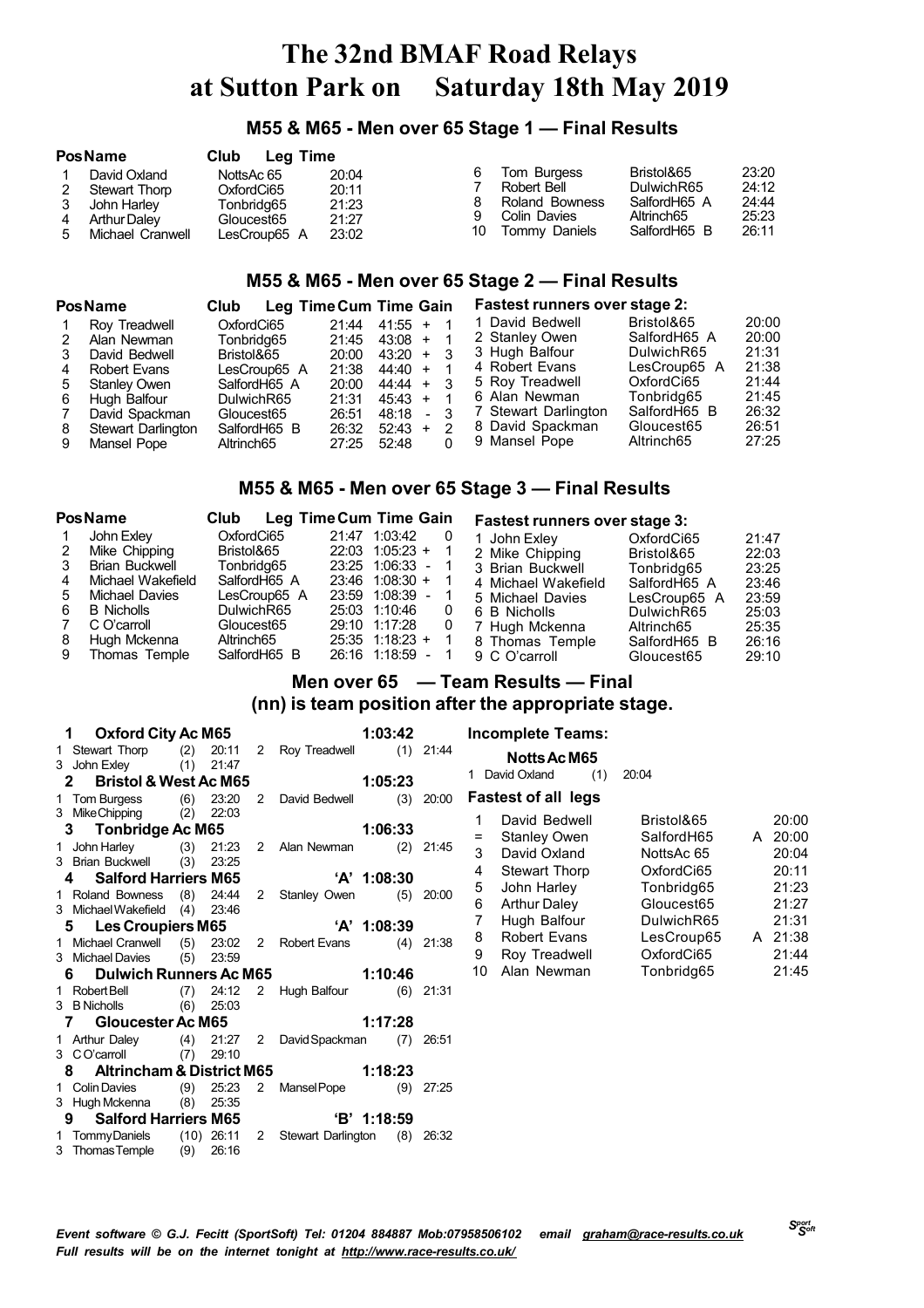# The 32nd BMAF Road Relays at Sutton Park on Saturday 18th May 2019

## M55 & M65 - Men over 65 Stage 1 — Final Results

| Pos | Name | Club | Leg Time |
|---|---|---|---|
| 1 | David Oxland | NottsAc 65 | 20:04 |
| 2 | Stewart Thorp | OxfordCi65 | 20:11 |
| 3 | John Harley | Tonbridg65 | 21:23 |
| 4 | Arthur Daley | Gloucest65 | 21:27 |
| 5 | Michael Cranwell | LesCroup65 A | 23:02 |
| 6 | Tom Burgess | Bristol&65 | 23:20 |
| 7 | Robert Bell | DulwichR65 | 24:12 |
| 8 | Roland Bowness | SalfordH65 A | 24:44 |
| 9 | Colin Davies | Altrinch65 | 25:23 |
| 10 | Tommy Daniels | SalfordH65 B | 26:11 |

## M55 & M65 - Men over 65 Stage 2 — Final Results

| Pos | Name | Club | Leg Time | Cum Time | Gain |
|---|---|---|---|---|---|
| 1 | Roy Treadwell | OxfordCi65 | 21:44 | 41:55 | + 1 |
| 2 | Alan Newman | Tonbridg65 | 21:45 | 43:08 | + 1 |
| 3 | David Bedwell | Bristol&65 | 20:00 | 43:20 | + 3 |
| 4 | Robert Evans | LesCroup65 A | 21:38 | 44:40 | + 1 |
| 5 | Stanley Owen | SalfordH65 A | 20:00 | 44:44 | + 3 |
| 6 | Hugh Balfour | DulwichR65 | 21:31 | 45:43 | + 1 |
| 7 | David Spackman | Gloucest65 | 26:51 | 48:18 | - 3 |
| 8 | Stewart Darlington | SalfordH65 B | 26:32 | 52:43 | + 2 |
| 9 | Mansel Pope | Altrinch65 | 27:25 | 52:48 | 0 |

**Fastest runners over stage 2:**

| | Name | Club | Time |
|---|---|---|---|
| 1 | David Bedwell | Bristol&65 | 20:00 |
| 2 | Stanley Owen | SalfordH65 A | 20:00 |
| 3 | Hugh Balfour | DulwichR65 | 21:31 |
| 4 | Robert Evans | LesCroup65 A | 21:38 |
| 5 | Roy Treadwell | OxfordCi65 | 21:44 |
| 6 | Alan Newman | Tonbridg65 | 21:45 |
| 7 | Stewart Darlington | SalfordH65 B | 26:32 |
| 8 | David Spackman | Gloucest65 | 26:51 |
| 9 | Mansel Pope | Altrinch65 | 27:25 |

## M55 & M65 - Men over 65 Stage 3 — Final Results

| Pos | Name | Club | Leg Time | Cum Time | Gain |
|---|---|---|---|---|---|
| 1 | John Exley | OxfordCi65 | 21:47 | 1:03:42 | 0 |
| 2 | Mike Chipping | Bristol&65 | 22:03 | 1:05:23 | + 1 |
| 3 | Brian Buckwell | Tonbridg65 | 23:25 | 1:06:33 | - 1 |
| 4 | Michael Wakefield | SalfordH65 A | 23:46 | 1:08:30 | + 1 |
| 5 | Michael Davies | LesCroup65 A | 23:59 | 1:08:39 | - 1 |
| 6 | B Nicholls | DulwichR65 | 25:03 | 1:10:46 | 0 |
| 7 | C O'carroll | Gloucest65 | 29:10 | 1:17:28 | 0 |
| 8 | Hugh Mckenna | Altrinch65 | 25:35 | 1:18:23 | + 1 |
| 9 | Thomas Temple | SalfordH65 B | 26:16 | 1:18:59 | - 1 |

**Fastest runners over stage 3:**

| | Name | Club | Time |
|---|---|---|---|
| 1 | John Exley | OxfordCi65 | 21:47 |
| 2 | Mike Chipping | Bristol&65 | 22:03 |
| 3 | Brian Buckwell | Tonbridg65 | 23:25 |
| 4 | Michael Wakefield | SalfordH65 A | 23:46 |
| 5 | Michael Davies | LesCroup65 A | 23:59 |
| 6 | B Nicholls | DulwichR65 | 25:03 |
| 7 | Hugh Mckenna | Altrinch65 | 25:35 |
| 8 | Thomas Temple | SalfordH65 B | 26:16 |
| 9 | C O'carroll | Gloucest65 | 29:10 |

## Men over 65 — Team Results — Final
### (nn) is team position after the appropriate stage.

**1 Oxford City Ac M65 — 1:03:42**
1 Stewart Thorp (2) 20:11 — 2 Roy Treadwell (1) 21:44
3 John Exley (1) 21:47

**2 Bristol & West Ac M65 — 1:05:23**
1 Tom Burgess (6) 23:20 — 2 David Bedwell (3) 20:00
3 Mike Chipping (2) 22:03

**3 Tonbridge Ac M65 — 1:06:33**
1 John Harley (3) 21:23 — 2 Alan Newman (2) 21:45
3 Brian Buckwell (3) 23:25

**4 Salford Harriers M65 'A' — 1:08:30**
1 Roland Bowness (8) 24:44 — 2 Stanley Owen (5) 20:00
3 Michael Wakefield (4) 23:46

**5 Les Croupiers M65 'A' — 1:08:39**
1 Michael Cranwell (5) 23:02 — 2 Robert Evans (4) 21:38
3 Michael Davies (5) 23:59

**6 Dulwich Runners Ac M65 — 1:10:46**
1 Robert Bell (7) 24:12 — 2 Hugh Balfour (6) 21:31
3 B Nicholls (6) 25:03

**7 Gloucester Ac M65 — 1:17:28**
1 Arthur Daley (4) 21:27 — 2 David Spackman (7) 26:51
3 C O'carroll (7) 29:10

**8 Altrincham & District M65 — 1:18:23**
1 Colin Davies (9) 25:23 — 2 Mansel Pope (9) 27:25
3 Hugh Mckenna (8) 25:35

**9 Salford Harriers M65 'B' — 1:18:59**
1 Tommy Daniels (10) 26:11 — 2 Stewart Darlington (8) 26:32
3 Thomas Temple (9) 26:16

**Incomplete Teams:**

**Notts Ac M65**
1 David Oxland (1) 20:04

**Fastest of all legs**

| | Name | Club | | Time |
|---|---|---|---|---|
| 1 | David Bedwell | Bristol&65 | | 20:00 |
| = | Stanley Owen | SalfordH65 | A | 20:00 |
| 3 | David Oxland | NottsAc 65 | | 20:04 |
| 4 | Stewart Thorp | OxfordCi65 | | 20:11 |
| 5 | John Harley | Tonbridg65 | | 21:23 |
| 6 | Arthur Daley | Gloucest65 | | 21:27 |
| 7 | Hugh Balfour | DulwichR65 | | 21:31 |
| 8 | Robert Evans | LesCroup65 | A | 21:38 |
| 9 | Roy Treadwell | OxfordCi65 | | 21:44 |
| 10 | Alan Newman | Tonbridg65 | | 21:45 |

*Event software © G.J. Fecitt (SportSoft) Tel: 01204 884887 Mob:07958506102 email graham@race-results.co.uk*
*Full results will be on the internet tonight at http://www.race-results.co.uk/*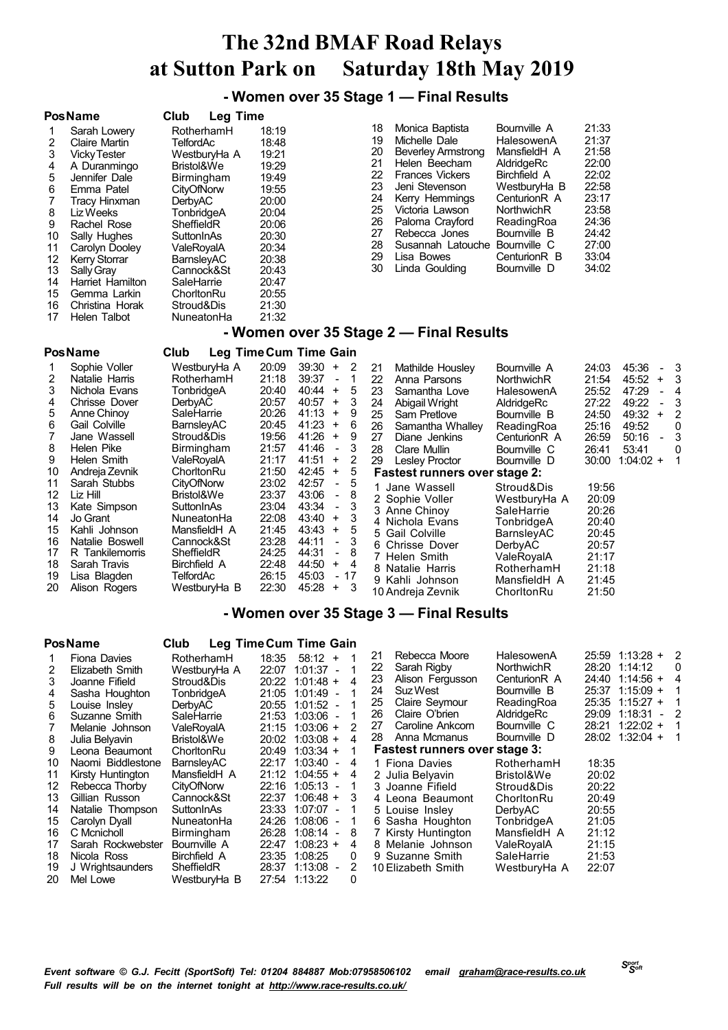# The 32nd BMAF Road Relays at Sutton Park on Saturday 18th May 2019

## - Women over 35 Stage 1 — Final Results

| Pos | Name | Club | Leg Time |
|---|---|---|---|
| 1 | Sarah Lowery | RotherhamH | 18:19 |
| 2 | Claire Martin | TelfordAc | 18:48 |
| 3 | Vicky Tester | WestburyHa A | 19:21 |
| 4 | A Duranmingo | Bristol&We | 19:29 |
| 5 | Jennifer Dale | Birmingham | 19:49 |
| 6 | Emma Patel | CityOfNorw | 19:55 |
| 7 | Tracy Hinxman | DerbyAC | 20:00 |
| 8 | Liz Weeks | TonbridgeA | 20:04 |
| 9 | Rachel Rose | SheffieldR | 20:06 |
| 10 | Sally Hughes | SuttonInAs | 20:30 |
| 11 | Carolyn Dooley | ValeRoyalA | 20:34 |
| 12 | Kerry Storrar | BarnsleyAC | 20:38 |
| 13 | Sally Gray | Cannock&St | 20:43 |
| 14 | Harriet Hamilton | SaleHarrie | 20:47 |
| 15 | Gemma Larkin | ChorltonRu | 20:55 |
| 16 | Christina Horak | Stroud&Dis | 21:30 |
| 17 | Helen Talbot | NuneatonHa | 21:32 |
| 18 | Monica Baptista | Bournville A | 21:33 |
| 19 | Michelle Dale | HalesowenA | 21:37 |
| 20 | Beverley Armstrong | MansfieldH A | 21:58 |
| 21 | Helen Beecham | AldridgeRc | 22:00 |
| 22 | Frances Vickers | Birchfield A | 22:02 |
| 23 | Jeni Stevenson | WestburyHa B | 22:58 |
| 24 | Kerry Hemmings | CenturionR A | 23:17 |
| 25 | Victoria Lawson | NorthwichR | 23:58 |
| 26 | Paloma Crayford | ReadingRoa | 24:36 |
| 27 | Rebecca Jones | Bournville B | 24:42 |
| 28 | Susannah Latouche | Bournville C | 27:00 |
| 29 | Lisa Bowes | CenturionR B | 33:04 |
| 30 | Linda Goulding | Bournville D | 34:02 |

## - Women over 35 Stage 2 — Final Results

| Pos | Name | Club | Leg Time | Cum Time | Gain |
|---|---|---|---|---|---|
| 1 | Sophie Voller | WestburyHa A | 20:09 | 39:30 | + 2 |
| 2 | Natalie Harris | RotherhamH | 21:18 | 39:37 | - 1 |
| 3 | Nichola Evans | TonbridgeA | 20:40 | 40:44 | + 5 |
| 4 | Chrisse Dover | DerbyAC | 20:57 | 40:57 | + 3 |
| 5 | Anne Chinoy | SaleHarrie | 20:26 | 41:13 | + 9 |
| 6 | Gail Colville | BarnsleyAC | 20:45 | 41:23 | + 6 |
| 7 | Jane Wassell | Stroud&Dis | 19:56 | 41:26 | + 9 |
| 8 | Helen Pike | Birmingham | 21:57 | 41:46 | - 3 |
| 9 | Helen Smith | ValeRoyalA | 21:17 | 41:51 | + 2 |
| 10 | Andreja Zevnik | ChorltonRu | 21:50 | 42:45 | + 5 |
| 11 | Sarah Stubbs | CityOfNorw | 23:02 | 42:57 | - 5 |
| 12 | Liz Hill | Bristol&We | 23:37 | 43:06 | - 8 |
| 13 | Kate Simpson | SuttonInAs | 23:04 | 43:34 | - 3 |
| 14 | Jo Grant | NuneatonHa | 22:08 | 43:40 | + 3 |
| 15 | Kahli Johnson | MansfieldH A | 21:45 | 43:43 | + 5 |
| 16 | Natalie Boswell | Cannock&St | 23:28 | 44:11 | - 3 |
| 17 | R Tankilemorris | SheffieldR | 24:25 | 44:31 | - 8 |
| 18 | Sarah Travis | Birchfield A | 22:48 | 44:50 | + 4 |
| 19 | Lisa Blagden | TelfordAc | 26:15 | 45:03 | - 17 |
| 20 | Alison Rogers | WestburyHa B | 22:30 | 45:28 | + 3 |
| 21 | Mathilde Housley | Bournville A | 24:03 | 45:36 | - 3 |
| 22 | Anna Parsons | NorthwichR | 21:54 | 45:52 | + 3 |
| 23 | Samantha Love | HalesowenA | 25:52 | 47:29 | - 4 |
| 24 | Abigail Wright | AldridgeRc | 27:22 | 49:22 | - 3 |
| 25 | Sam Pretlove | Bournville B | 24:50 | 49:32 | + 2 |
| 26 | Samantha Whalley | ReadingRoa | 25:16 | 49:52 | 0 |
| 27 | Diane Jenkins | CenturionR A | 26:59 | 50:16 | - 3 |
| 28 | Clare Mullin | Bournville C | 26:41 | 53:41 | 0 |
| 29 | Lesley Proctor | Bournville D | 30:00 | 1:04:02 | + 1 |

**Fastest runners over stage 2:**

| | Name | Club | Time |
|---|---|---|---|
| 1 | Jane Wassell | Stroud&Dis | 19:56 |
| 2 | Sophie Voller | WestburyHa A | 20:09 |
| 3 | Anne Chinoy | SaleHarrie | 20:26 |
| 4 | Nichola Evans | TonbridgeA | 20:40 |
| 5 | Gail Colville | BarnsleyAC | 20:45 |
| 6 | Chrisse Dover | DerbyAC | 20:57 |
| 7 | Helen Smith | ValeRoyalA | 21:17 |
| 8 | Natalie Harris | RotherhamH | 21:18 |
| 9 | Kahli Johnson | MansfieldH A | 21:45 |
| 10 | Andreja Zevnik | ChorltonRu | 21:50 |

## - Women over 35 Stage 3 — Final Results

| Pos | Name | Club | Leg Time | Cum Time | Gain |
|---|---|---|---|---|---|
| 1 | Fiona Davies | RotherhamH | 18:35 | 58:12 | + 1 |
| 2 | Elizabeth Smith | WestburyHa A | 22:07 | 1:01:37 | - 1 |
| 3 | Joanne Fifield | Stroud&Dis | 20:22 | 1:01:48 | + 4 |
| 4 | Sasha Houghton | TonbridgeA | 21:05 | 1:01:49 | - 1 |
| 5 | Louise Insley | DerbyAC | 20:55 | 1:01:52 | - 1 |
| 6 | Suzanne Smith | SaleHarrie | 21:53 | 1:03:06 | - 1 |
| 7 | Melanie Johnson | ValeRoyalA | 21:15 | 1:03:06 | + 2 |
| 8 | Julia Belyavin | Bristol&We | 20:02 | 1:03:08 | + 4 |
| 9 | Leona Beaumont | ChorltonRu | 20:49 | 1:03:34 | + 1 |
| 10 | Naomi Biddlestone | BarnsleyAC | 22:17 | 1:03:40 | - 4 |
| 11 | Kirsty Huntington | MansfieldH A | 21:12 | 1:04:55 | + 4 |
| 12 | Rebecca Thorby | CityOfNorw | 22:16 | 1:05:13 | - 1 |
| 13 | Gillian Russon | Cannock&St | 22:37 | 1:06:48 | + 3 |
| 14 | Natalie Thompson | SuttonInAs | 23:33 | 1:07:07 | - 1 |
| 15 | Carolyn Dyall | NuneatonHa | 24:26 | 1:08:06 | - 1 |
| 16 | C Mcnicholl | Birmingham | 26:28 | 1:08:14 | - 8 |
| 17 | Sarah Rockwebster | Bournville A | 22:47 | 1:08:23 | + 4 |
| 18 | Nicola Ross | Birchfield A | 23:35 | 1:08:25 | 0 |
| 19 | J Wrightsaunders | SheffieldR | 28:37 | 1:13:08 | - 2 |
| 20 | Mel Lowe | WestburyHa B | 27:54 | 1:13:22 | 0 |
| 21 | Rebecca Moore | HalesowenA | 25:59 | 1:13:28 | + 2 |
| 22 | Sarah Rigby | NorthwichR | 28:20 | 1:14:12 | 0 |
| 23 | Alison Fergusson | CenturionR A | 24:40 | 1:14:56 | + 4 |
| 24 | Suz West | Bournville B | 25:37 | 1:15:09 | + 1 |
| 25 | Claire Seymour | ReadingRoa | 25:35 | 1:15:27 | + 1 |
| 26 | Claire O'brien | AldridgeRc | 29:09 | 1:18:31 | - 2 |
| 27 | Caroline Ankcorn | Bournville C | 28:21 | 1:22:02 | + 1 |
| 28 | Anna Mcmanus | Bournville D | 28:02 | 1:32:04 | + 1 |

**Fastest runners over stage 3:**

| | Name | Club | Time |
|---|---|---|---|
| 1 | Fiona Davies | RotherhamH | 18:35 |
| 2 | Julia Belyavin | Bristol&We | 20:02 |
| 3 | Joanne Fifield | Stroud&Dis | 20:22 |
| 4 | Leona Beaumont | ChorltonRu | 20:49 |
| 5 | Louise Insley | DerbyAC | 20:55 |
| 6 | Sasha Houghton | TonbridgeA | 21:05 |
| 7 | Kirsty Huntington | MansfieldH A | 21:12 |
| 8 | Melanie Johnson | ValeRoyalA | 21:15 |
| 9 | Suzanne Smith | SaleHarrie | 21:53 |
| 10 | Elizabeth Smith | WestburyHa A | 22:07 |

*Event software © G.J. Fecitt (SportSoft) Tel: 01204 884887 Mob:07958506102 email graham@race-results.co.uk*
*Full results will be on the internet tonight at http://www.race-results.co.uk/*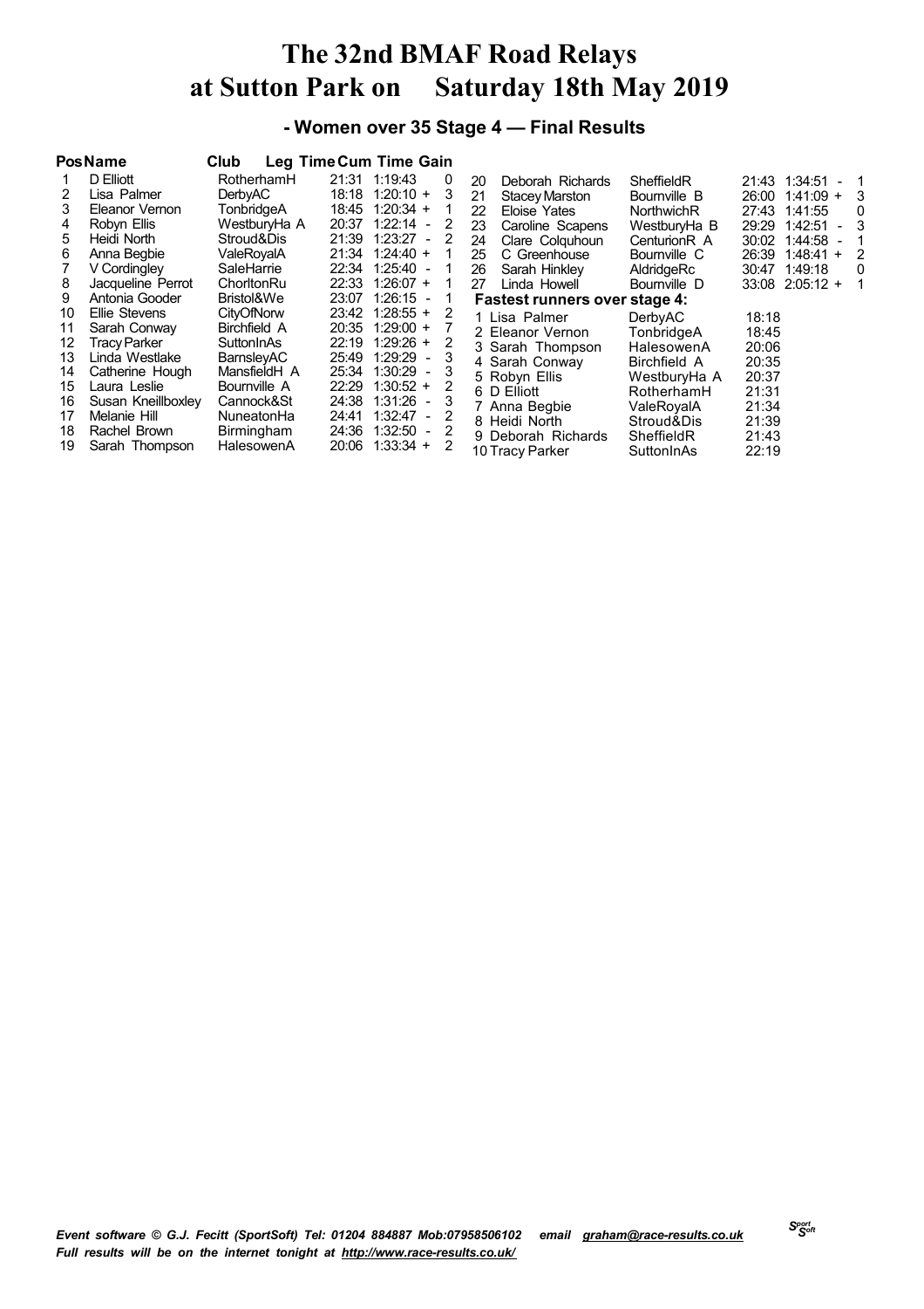# The 32nd BMAF Road Relays
# at Sutton Park on Saturday 18th May 2019

### - Women over 35 Stage 4 — Final Results

| Pos | Name | Club | Leg Time | Cum Time | Gain |
|---|---|---|---|---|---|
| 1 | D Elliott | RotherhamH | 21:31 | 1:19:43 | 0 |
| 2 | Lisa Palmer | DerbyAC | 18:18 | 1:20:10 + | 3 |
| 3 | Eleanor Vernon | TonbridgeA | 18:45 | 1:20:34 + | 1 |
| 4 | Robyn Ellis | WestburyHa A | 20:37 | 1:22:14 - | 2 |
| 5 | Heidi North | Stroud&Dis | 21:39 | 1:23:27 - | 2 |
| 6 | Anna Begbie | ValeRoyalA | 21:34 | 1:24:40 + | 1 |
| 7 | V Cordingley | SaleHarrie | 22:34 | 1:25:40 - | 1 |
| 8 | Jacqueline Perrot | ChorltonRu | 22:33 | 1:26:07 + | 1 |
| 9 | Antonia Gooder | Bristol&We | 23:07 | 1:26:15 - | 1 |
| 10 | Ellie Stevens | CityOfNorw | 23:42 | 1:28:55 + | 2 |
| 11 | Sarah Conway | Birchfield A | 20:35 | 1:29:00 + | 7 |
| 12 | Tracy Parker | SuttonInAs | 22:19 | 1:29:26 + | 2 |
| 13 | Linda Westlake | BarnsleyAC | 25:49 | 1:29:29 - | 3 |
| 14 | Catherine Hough | MansfieldH A | 25:34 | 1:30:29 - | 3 |
| 15 | Laura Leslie | Bournville A | 22:29 | 1:30:52 + | 2 |
| 16 | Susan Kneillboxley | Cannock&St | 24:38 | 1:31:26 - | 3 |
| 17 | Melanie Hill | NuneatonHa | 24:41 | 1:32:47 - | 2 |
| 18 | Rachel Brown | Birmingham | 24:36 | 1:32:50 - | 2 |
| 19 | Sarah Thompson | HalesowenA | 20:06 | 1:33:34 + | 2 |
| 20 | Deborah Richards | SheffieldR | 21:43 | 1:34:51 - | 1 |
| 21 | Stacey Marston | Bournville B | 26:00 | 1:41:09 + | 3 |
| 22 | Eloise Yates | NorthwichR | 27:43 | 1:41:55 | 0 |
| 23 | Caroline Scapens | WestburyHa B | 29:29 | 1:42:51 - | 3 |
| 24 | Clare Colquhoun | CenturionR A | 30:02 | 1:44:58 - | 1 |
| 25 | C Greenhouse | Bournville C | 26:39 | 1:48:41 + | 2 |
| 26 | Sarah Hinkley | AldridgeRc | 30:47 | 1:49:18 | 0 |
| 27 | Linda Howell | Bournville D | 33:08 | 2:05:12 + | 1 |

**Fastest runners over stage 4:**

| | Name | Club | Time |
|---|---|---|---|
| 1 | Lisa Palmer | DerbyAC | 18:18 |
| 2 | Eleanor Vernon | TonbridgeA | 18:45 |
| 3 | Sarah Thompson | HalesowenA | 20:06 |
| 4 | Sarah Conway | Birchfield A | 20:35 |
| 5 | Robyn Ellis | WestburyHa A | 20:37 |
| 6 | D Elliott | RotherhamH | 21:31 |
| 7 | Anna Begbie | ValeRoyalA | 21:34 |
| 8 | Heidi North | Stroud&Dis | 21:39 |
| 9 | Deborah Richards | SheffieldR | 21:43 |
| 10 | Tracy Parker | SuttonInAs | 22:19 |

*Event software © G.J. Fecitt (SportSoft) Tel: 01204 884887 Mob:07958506102 email graham@race-results.co.uk*
*Full results will be on the internet tonight at http://www.race-results.co.uk/*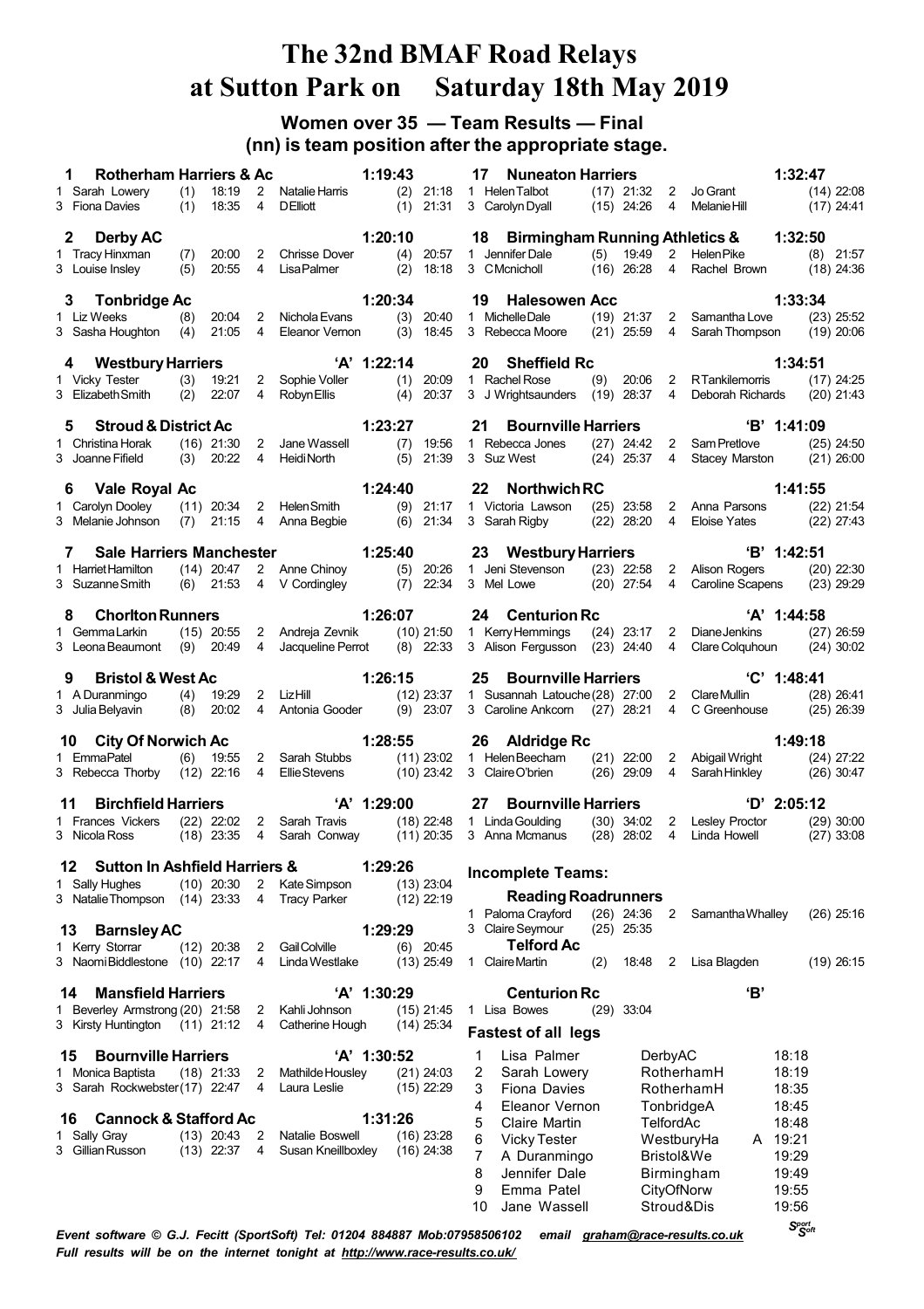# The 32nd BMAF Road Relays at Sutton Park on Saturday 18th May 2019

## Women over 35 — Team Results — Final
### (nn) is team position after the appropriate stage.

**1 Rotherham Harriers & Ac 1:19:43**
1 Sarah Lowery (1) 18:19 2 Natalie Harris (2) 21:18
3 Fiona Davies (1) 18:35 4 D Elliott (1) 21:31

**2 Derby AC 1:20:10**
1 Tracy Hinxman (7) 20:00 2 Chrisse Dover (4) 20:57
3 Louise Insley (5) 20:55 4 Lisa Palmer (2) 18:18

**3 Tonbridge Ac 1:20:34**
1 Liz Weeks (8) 20:04 2 Nichola Evans (3) 20:40
3 Sasha Houghton (4) 21:05 4 Eleanor Vernon (3) 18:45

**4 Westbury Harriers 'A' 1:22:14**
1 Vicky Tester (3) 19:21 2 Sophie Voller (1) 20:09
3 Elizabeth Smith (2) 22:07 4 Robyn Ellis (4) 20:37

**5 Stroud & District Ac 1:23:27**
1 Christina Horak (16) 21:30 2 Jane Wassell (7) 19:56
3 Joanne Fifield (3) 20:22 4 Heidi North (5) 21:39

**6 Vale Royal Ac 1:24:40**
1 Carolyn Dooley (11) 20:34 2 Helen Smith (9) 21:17
3 Melanie Johnson (7) 21:15 4 Anna Begbie (6) 21:34

**7 Sale Harriers Manchester 1:25:40**
1 Harriet Hamilton (14) 20:47 2 Anne Chinoy (5) 20:26
3 Suzanne Smith (6) 21:53 4 V Cordingley (7) 22:34

**8 Chorlton Runners 1:26:07**
1 Gemma Larkin (15) 20:55 2 Andreja Zevnik (10) 21:50
3 Leona Beaumont (9) 20:49 4 Jacqueline Perrot (8) 22:33

**9 Bristol & West Ac 1:26:15**
1 A Duranmingo (4) 19:29 2 Liz Hill (12) 23:37
3 Julia Belyavin (8) 20:02 4 Antonia Gooder (9) 23:07

**10 City Of Norwich Ac 1:28:55**
1 Emma Patel (6) 19:55 2 Sarah Stubbs (11) 23:02
3 Rebecca Thorby (12) 22:16 4 Ellie Stevens (10) 23:42

**11 Birchfield Harriers 'A' 1:29:00**
1 Frances Vickers (22) 22:02 2 Sarah Travis (18) 22:48
3 Nicola Ross (18) 23:35 4 Sarah Conway (11) 20:35

**12 Sutton In Ashfield Harriers & 1:29:26**
1 Sally Hughes (10) 20:30 2 Kate Simpson (13) 23:04
3 Natalie Thompson (14) 23:33 4 Tracy Parker (12) 22:19

**13 Barnsley AC 1:29:29**
1 Kerry Storrar (12) 20:38 2 Gail Colville (6) 20:45
3 Naomi Biddlestone (10) 22:17 4 Linda Westlake (13) 25:49

**14 Mansfield Harriers 'A' 1:30:29**
1 Beverley Armstrong (20) 21:58 2 Kahli Johnson (15) 21:45
3 Kirsty Huntington (11) 21:12 4 Catherine Hough (14) 25:34

**15 Bournville Harriers 'A' 1:30:52**
1 Monica Baptista (18) 21:33 2 Mathilde Housley (21) 24:03
3 Sarah Rockwebster (17) 22:47 4 Laura Leslie (15) 22:29

**16 Cannock & Stafford Ac 1:31:26**
1 Sally Gray (13) 20:43 2 Natalie Boswell (16) 23:28
3 Gillian Russon (13) 22:37 4 Susan Kneillboxley (16) 24:38

**17 Nuneaton Harriers 1:32:47**
1 Helen Talbot (17) 21:32 2 Jo Grant (14) 22:08
3 Carolyn Dyall (15) 24:26 4 Melanie Hill (17) 24:41

**18 Birmingham Running Athletics & 1:32:50**
1 Jennifer Dale (5) 19:49 2 Helen Pike (8) 21:57
3 C Mcnicholl (16) 26:28 4 Rachel Brown (18) 24:36

**19 Halesowen Acc 1:33:34**
1 Michelle Dale (19) 21:37 2 Samantha Love (23) 25:52
3 Rebecca Moore (21) 25:59 4 Sarah Thompson (19) 20:06

**20 Sheffield Rc 1:34:51**
1 Rachel Rose (9) 20:06 2 R Tankilemorris (17) 24:25
3 J Wrightsaunders (19) 28:37 4 Deborah Richards (20) 21:43

**21 Bournville Harriers 'B' 1:41:09**
1 Rebecca Jones (27) 24:42 2 Sam Pretlove (25) 24:50
3 Suz West (24) 25:37 4 Stacey Marston (21) 26:00

**22 Northwich RC 1:41:55**
1 Victoria Lawson (25) 23:58 2 Anna Parsons (22) 21:54
3 Sarah Rigby (22) 28:20 4 Eloise Yates (22) 27:43

**23 Westbury Harriers 'B' 1:42:51**
1 Jeni Stevenson (23) 22:58 2 Alison Rogers (20) 22:30
3 Mel Lowe (20) 27:54 4 Caroline Scapens (23) 29:29

**24 Centurion Rc 'A' 1:44:58**
1 Kerry Hemmings (24) 23:17 2 Diane Jenkins (27) 26:59
3 Alison Fergusson (23) 24:40 4 Clare Colquhoun (24) 30:02

**25 Bournville Harriers 'C' 1:48:41**
1 Susannah Latouche (28) 27:00 2 Clare Mullin (28) 26:41
3 Caroline Ankcorn (27) 28:21 4 C Greenhouse (25) 26:39

**26 Aldridge Rc 1:49:18**
1 Helen Beecham (21) 22:00 2 Abigail Wright (24) 27:22
3 Claire O'brien (26) 29:09 4 Sarah Hinkley (26) 30:47

**27 Bournville Harriers 'D' 2:05:12**
1 Linda Goulding (30) 34:02 2 Lesley Proctor (29) 30:00
3 Anna Mcmanus (28) 28:02 4 Linda Howell (27) 33:08

### Incomplete Teams:

**Reading Roadrunners**
1 Paloma Crayford (26) 24:36 2 Samantha Whalley (26) 25:16
3 Claire Seymour (25) 25:35

**Telford Ac**
1 Claire Martin (2) 18:48 2 Lisa Blagden (19) 26:15

**Centurion Rc 'B'**
1 Lisa Bowes (29) 33:04

### Fastest of all legs

| | Name | Club | | Time |
|---|---|---|---|---|
| 1 | Lisa Palmer | DerbyAC | | 18:18 |
| 2 | Sarah Lowery | RotherhamH | | 18:19 |
| 3 | Fiona Davies | RotherhamH | | 18:35 |
| 4 | Eleanor Vernon | TonbridgeA | | 18:45 |
| 5 | Claire Martin | TelfordAc | | 18:48 |
| 6 | Vicky Tester | WestburyHa | A | 19:21 |
| 7 | A Duranmingo | Bristol&We | | 19:29 |
| 8 | Jennifer Dale | Birmingham | | 19:49 |
| 9 | Emma Patel | CityOfNorw | | 19:55 |
| 10 | Jane Wassell | Stroud&Dis | | 19:56 |

*Event software © G.J. Fecitt (SportSoft) Tel: 01204 884887 Mob:07958506102 email graham@race-results.co.uk*
*Full results will be on the internet tonight at http://www.race-results.co.uk/*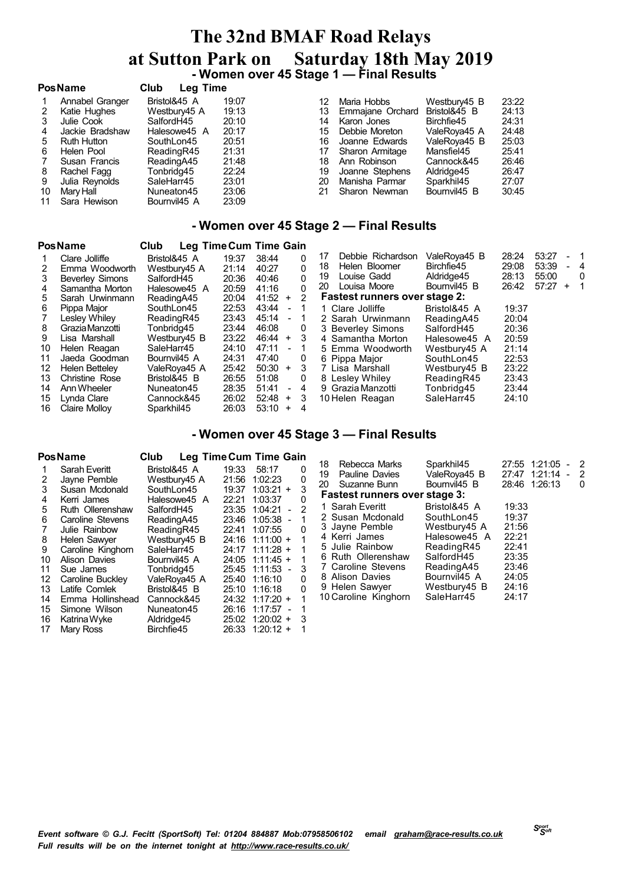# The 32nd BMAF Road Relays at Sutton Park on Saturday 18th May 2019

## - Women over 45 Stage 1 — Final Results

| Pos | Name | Club | Leg Time |
|---|---|---|---|
| 1 | Annabel Granger | Bristol&45 A | 19:07 |
| 2 | Katie Hughes | Westbury45 A | 19:13 |
| 3 | Julie Cook | SalfordH45 | 20:10 |
| 4 | Jackie Bradshaw | Halesowe45 A | 20:17 |
| 5 | Ruth Hutton | SouthLon45 | 20:51 |
| 6 | Helen Pool | ReadingR45 | 21:31 |
| 7 | Susan Francis | ReadingA45 | 21:48 |
| 8 | Rachel Fagg | Tonbridg45 | 22:24 |
| 9 | Julia Reynolds | SaleHarr45 | 23:01 |
| 10 | Mary Hall | Nuneaton45 | 23:06 |
| 11 | Sara Hewison | Bournvil45 A | 23:09 |
| 12 | Maria Hobbs | Westbury45 B | 23:22 |
| 13 | Emmajane Orchard | Bristol&45 B | 24:13 |
| 14 | Karon Jones | Birchfie45 | 24:31 |
| 15 | Debbie Moreton | ValeRoya45 A | 24:48 |
| 16 | Joanne Edwards | ValeRoya45 B | 25:03 |
| 17 | Sharon Armitage | Mansfiel45 | 25:41 |
| 18 | Ann Robinson | Cannock&45 | 26:46 |
| 19 | Joanne Stephens | Aldridge45 | 26:47 |
| 20 | Manisha Parmar | Sparkhil45 | 27:07 |
| 21 | Sharon Newman | Bournvil45 B | 30:45 |

## - Women over 45 Stage 2 — Final Results

| Pos | Name | Club | Leg Time | Cum Time | Gain |
|---|---|---|---|---|---|
| 1 | Clare Jolliffe | Bristol&45 A | 19:37 | 38:44 | 0 |
| 2 | Emma Woodworth | Westbury45 A | 21:14 | 40:27 | 0 |
| 3 | Beverley Simons | SalfordH45 | 20:36 | 40:46 | 0 |
| 4 | Samantha Morton | Halesowe45 A | 20:59 | 41:16 | 0 |
| 5 | Sarah Urwinmann | ReadingA45 | 20:04 | 41:52 | + 2 |
| 6 | Pippa Major | SouthLon45 | 22:53 | 43:44 | - 1 |
| 7 | Lesley Whiley | ReadingR45 | 23:43 | 45:14 | - 1 |
| 8 | Grazia Manzotti | Tonbridg45 | 23:44 | 46:08 | 0 |
| 9 | Lisa Marshall | Westbury45 B | 23:22 | 46:44 | + 3 |
| 10 | Helen Reagan | SaleHarr45 | 24:10 | 47:11 | - 1 |
| 11 | Jaeda Goodman | Bournvil45 A | 24:31 | 47:40 | 0 |
| 12 | Helen Betteley | ValeRoya45 A | 25:42 | 50:30 | + 3 |
| 13 | Christine Rose | Bristol&45 B | 26:55 | 51:08 | 0 |
| 14 | Ann Wheeler | Nuneaton45 | 28:35 | 51:41 | - 4 |
| 15 | Lynda Clare | Cannock&45 | 26:02 | 52:48 | + 3 |
| 16 | Claire Molloy | Sparkhil45 | 26:03 | 53:10 | + 4 |
| 17 | Debbie Richardson | ValeRoya45 B | 28:24 | 53:27 | - 1 |
| 18 | Helen Bloomer | Birchfie45 | 29:08 | 53:39 | - 4 |
| 19 | Louise Gadd | Aldridge45 | 28:13 | 55:00 | 0 |
| 20 | Louisa Moore | Bournvil45 B | 26:42 | 57:27 | + 1 |

**Fastest runners over stage 2:**

| | Name | Club | Time |
|---|---|---|---|
| 1 | Clare Jolliffe | Bristol&45 A | 19:37 |
| 2 | Sarah Urwinmann | ReadingA45 | 20:04 |
| 3 | Beverley Simons | SalfordH45 | 20:36 |
| 4 | Samantha Morton | Halesowe45 A | 20:59 |
| 5 | Emma Woodworth | Westbury45 A | 21:14 |
| 6 | Pippa Major | SouthLon45 | 22:53 |
| 7 | Lisa Marshall | Westbury45 B | 23:22 |
| 8 | Lesley Whiley | ReadingR45 | 23:43 |
| 9 | Grazia Manzotti | Tonbridg45 | 23:44 |
| 10 | Helen Reagan | SaleHarr45 | 24:10 |

## - Women over 45 Stage 3 — Final Results

| Pos | Name | Club | Leg Time | Cum Time | Gain |
|---|---|---|---|---|---|
| 1 | Sarah Everitt | Bristol&45 A | 19:33 | 58:17 | 0 |
| 2 | Jayne Pemble | Westbury45 A | 21:56 | 1:02:23 | 0 |
| 3 | Susan Mcdonald | SouthLon45 | 19:37 | 1:03:21 | + 3 |
| 4 | Kerri James | Halesowe45 A | 22:21 | 1:03:37 | 0 |
| 5 | Ruth Ollerenshaw | SalfordH45 | 23:35 | 1:04:21 | - 2 |
| 6 | Caroline Stevens | ReadingA45 | 23:46 | 1:05:38 | - 1 |
| 7 | Julie Rainbow | ReadingR45 | 22:41 | 1:07:55 | 0 |
| 8 | Helen Sawyer | Westbury45 B | 24:16 | 1:11:00 | + 1 |
| 9 | Caroline Kinghorn | SaleHarr45 | 24:17 | 1:11:28 | + 1 |
| 10 | Alison Davies | Bournvil45 A | 24:05 | 1:11:45 | + 1 |
| 11 | Sue James | Tonbridg45 | 25:45 | 1:11:53 | - 3 |
| 12 | Caroline Buckley | ValeRoya45 A | 25:40 | 1:16:10 | 0 |
| 13 | Latife Comlek | Bristol&45 B | 25:10 | 1:16:18 | 0 |
| 14 | Emma Hollinshead | Cannock&45 | 24:32 | 1:17:20 | + 1 |
| 15 | Simone Wilson | Nuneaton45 | 26:16 | 1:17:57 | - 1 |
| 16 | Katrina Wyke | Aldridge45 | 25:02 | 1:20:02 | + 3 |
| 17 | Mary Ross | Birchfie45 | 26:33 | 1:20:12 | + 1 |
| 18 | Rebecca Marks | Sparkhil45 | 27:55 | 1:21:05 | - 2 |
| 19 | Pauline Davies | ValeRoya45 B | 27:47 | 1:21:14 | - 2 |
| 20 | Suzanne Bunn | Bournvil45 B | 28:46 | 1:26:13 | 0 |

**Fastest runners over stage 3:**

| | Name | Club | Time |
|---|---|---|---|
| 1 | Sarah Everitt | Bristol&45 A | 19:33 |
| 2 | Susan Mcdonald | SouthLon45 | 19:37 |
| 3 | Jayne Pemble | Westbury45 A | 21:56 |
| 4 | Kerri James | Halesowe45 A | 22:21 |
| 5 | Julie Rainbow | ReadingR45 | 22:41 |
| 6 | Ruth Ollerenshaw | SalfordH45 | 23:35 |
| 7 | Caroline Stevens | ReadingA45 | 23:46 |
| 8 | Alison Davies | Bournvil45 A | 24:05 |
| 9 | Helen Sawyer | Westbury45 B | 24:16 |
| 10 | Caroline Kinghorn | SaleHarr45 | 24:17 |

*Event software © G.J. Fecitt (SportSoft) Tel: 01204 884887 Mob:07958506102 email graham@race-results.co.uk*
*Full results will be on the internet tonight at http://www.race-results.co.uk/*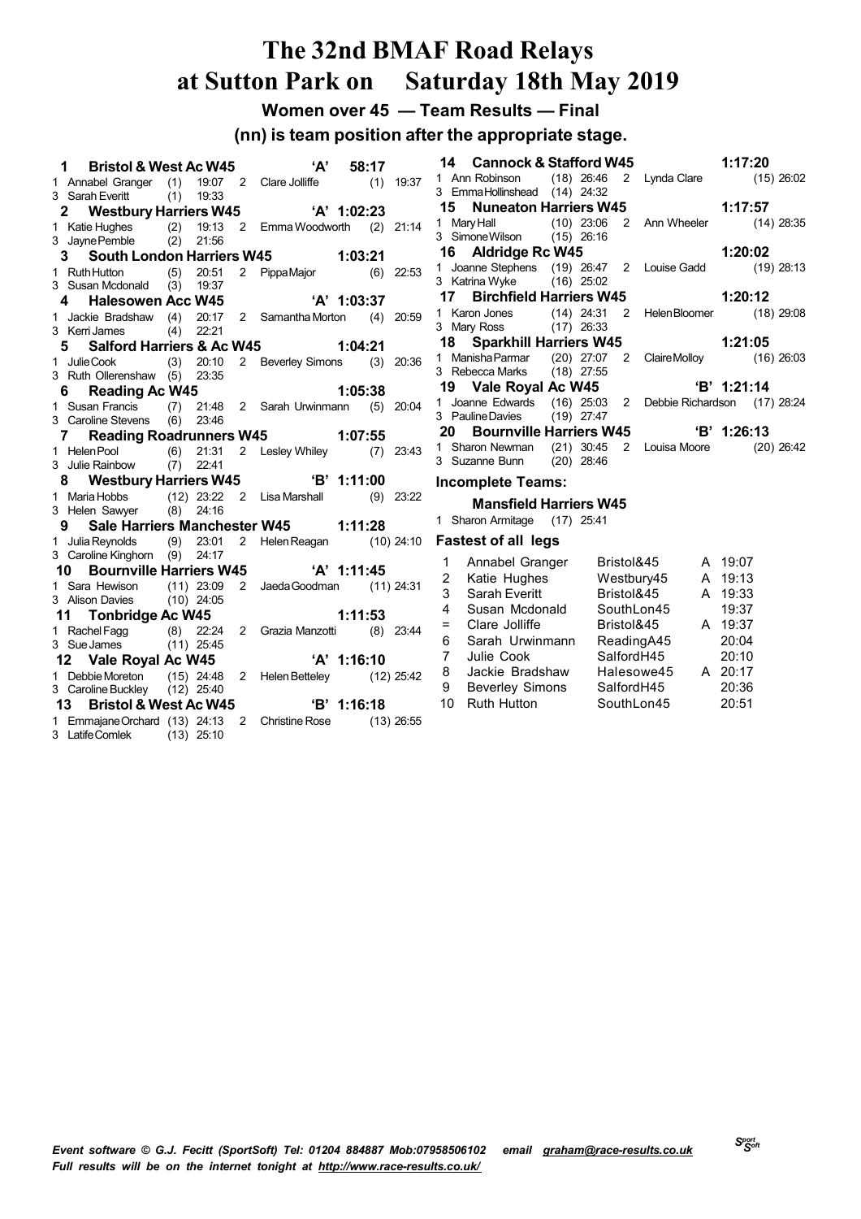# The 32nd BMAF Road Relays at Sutton Park on Saturday 18th May 2019

## Women over 45 — Team Results — Final

### (nn) is team position after the appropriate stage.

**1 Bristol & West Ac W45 'A' 58:17**
1 Annabel Granger (1) 19:07 2 Clare Jolliffe (1) 19:37
3 Sarah Everitt (1) 19:33

**2 Westbury Harriers W45 'A' 1:02:23**
1 Katie Hughes (2) 19:13 2 Emma Woodworth (2) 21:14
3 Jayne Pemble (2) 21:56

**3 South London Harriers W45 1:03:21**
1 Ruth Hutton (5) 20:51 2 Pippa Major (6) 22:53
3 Susan Mcdonald (3) 19:37

**4 Halesowen Acc W45 'A' 1:03:37**
1 Jackie Bradshaw (4) 20:17 2 Samantha Morton (4) 20:59
3 Kerri James (4) 22:21

**5 Salford Harriers & Ac W45 1:04:21**
1 Julie Cook (3) 20:10 2 Beverley Simons (3) 20:36
3 Ruth Ollerenshaw (5) 23:35

**6 Reading Ac W45 1:05:38**
1 Susan Francis (7) 21:48 2 Sarah Urwinmann (5) 20:04
3 Caroline Stevens (6) 23:46

**7 Reading Roadrunners W45 1:07:55**
1 Helen Pool (6) 21:31 2 Lesley Whiley (7) 23:43
3 Julie Rainbow (7) 22:41

**8 Westbury Harriers W45 'B' 1:11:00**
1 Maria Hobbs (12) 23:22 2 Lisa Marshall (9) 23:22
3 Helen Sawyer (8) 24:16

**9 Sale Harriers Manchester W45 1:11:28**
1 Julia Reynolds (9) 23:01 2 Helen Reagan (10) 24:10
3 Caroline Kinghorn (9) 24:17

**10 Bournville Harriers W45 'A' 1:11:45**
1 Sara Hewison (11) 23:09 2 Jaeda Goodman (11) 24:31
3 Alison Davies (10) 24:05

**11 Tonbridge Ac W45 1:11:53**
1 Rachel Fagg (8) 22:24 2 Grazia Manzotti (8) 23:44
3 Sue James (11) 25:45

**12 Vale Royal Ac W45 'A' 1:16:10**
1 Debbie Moreton (15) 24:48 2 Helen Betteley (12) 25:42
3 Caroline Buckley (12) 25:40

**13 Bristol & West Ac W45 'B' 1:16:18**
1 Emmajane Orchard (13) 24:13 2 Christine Rose (13) 26:55
3 Latife Comlek (13) 25:10

**14 Cannock & Stafford W45 1:17:20**
1 Ann Robinson (18) 26:46 2 Lynda Clare (15) 26:02
3 Emma Hollinshead (14) 24:32

**15 Nuneaton Harriers W45 1:17:57**
1 Mary Hall (10) 23:06 2 Ann Wheeler (14) 28:35
3 Simone Wilson (15) 26:16

**16 Aldridge Rc W45 1:20:02**
1 Joanne Stephens (19) 26:47 2 Louise Gadd (19) 28:13
3 Katrina Wyke (16) 25:02

**17 Birchfield Harriers W45 1:20:12**
1 Karon Jones (14) 24:31 2 Helen Bloomer (18) 29:08
3 Mary Ross (17) 26:33

**18 Sparkhill Harriers W45 1:21:05**
1 Manisha Parmar (20) 27:07 2 Claire Molloy (16) 26:03
3 Rebecca Marks (18) 27:55

**19 Vale Royal Ac W45 'B' 1:21:14**
1 Joanne Edwards (16) 25:03 2 Debbie Richardson (17) 28:24
3 Pauline Davies (19) 27:47

**20 Bournville Harriers W45 'B' 1:26:13**
1 Sharon Newman (21) 30:45 2 Louisa Moore (20) 26:42
3 Suzanne Bunn (20) 28:46

### Incomplete Teams:

**Mansfield Harriers W45**
1 Sharon Armitage (17) 25:41

### Fastest of all legs

| | | | | |
|---|---|---|---|---|
| 1 | Annabel Granger | Bristol&45 | A | 19:07 |
| 2 | Katie Hughes | Westbury45 | A | 19:13 |
| 3 | Sarah Everitt | Bristol&45 | A | 19:33 |
| 4 | Susan Mcdonald | SouthLon45 | | 19:37 |
| = | Clare Jolliffe | Bristol&45 | A | 19:37 |
| 6 | Sarah Urwinmann | ReadingA45 | | 20:04 |
| 7 | Julie Cook | SalfordH45 | | 20:10 |
| 8 | Jackie Bradshaw | Halesowe45 | A | 20:17 |
| 9 | Beverley Simons | SalfordH45 | | 20:36 |
| 10 | Ruth Hutton | SouthLon45 | | 20:51 |

*Event software © G.J. Fecitt (SportSoft) Tel: 01204 884887 Mob:07958506102 email graham@race-results.co.uk*
*Full results will be on the internet tonight at http://www.race-results.co.uk/*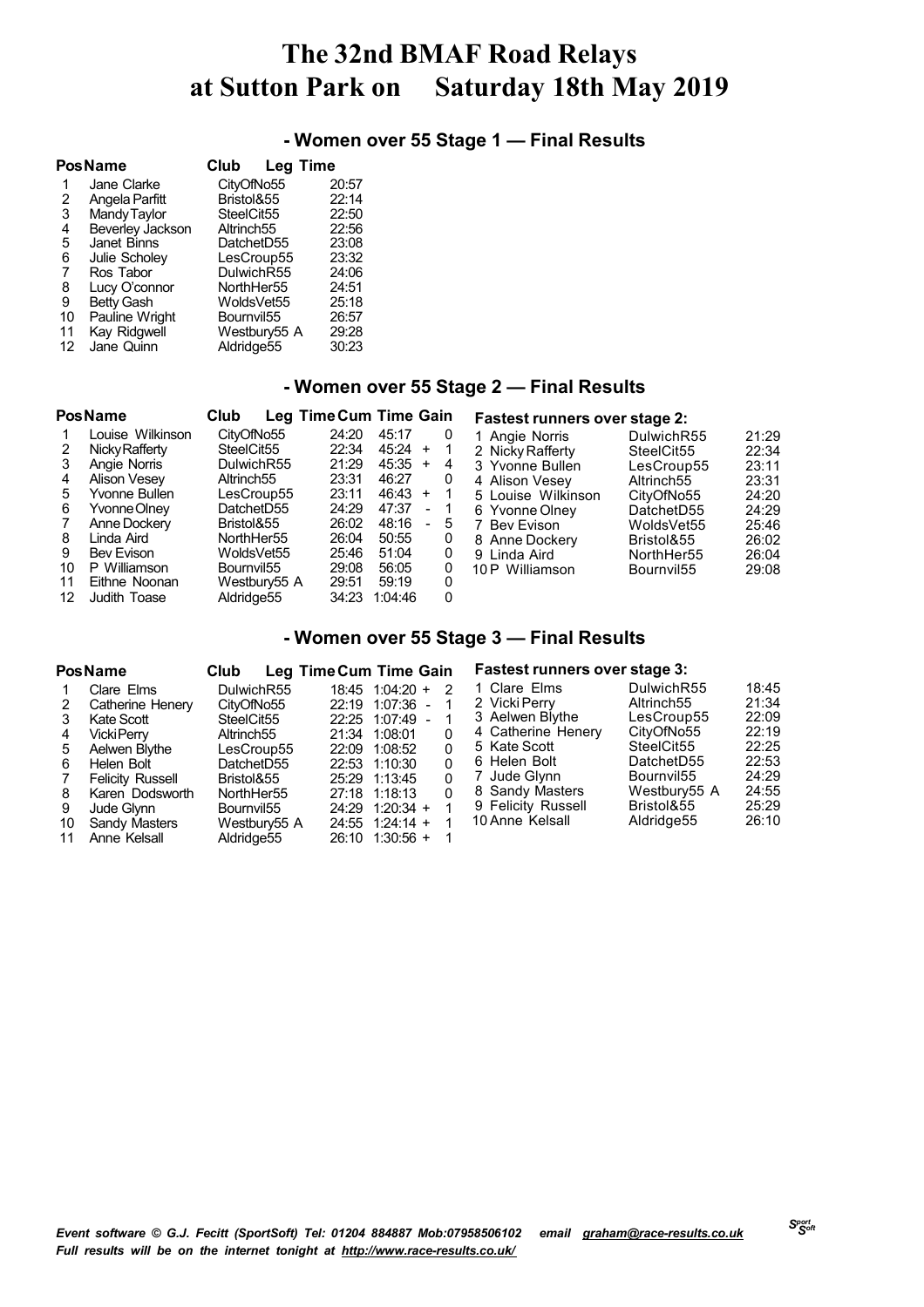# The 32nd BMAF Road Relays at Sutton Park on Saturday 18th May 2019

## - Women over 55 Stage 1 — Final Results

| Pos | Name | Club | Leg Time |
|---|---|---|---|
| 1 | Jane Clarke | CityOfNo55 | 20:57 |
| 2 | Angela Parfitt | Bristol&55 | 22:14 |
| 3 | Mandy Taylor | SteelCit55 | 22:50 |
| 4 | Beverley Jackson | Altrinch55 | 22:56 |
| 5 | Janet Binns | DatchetD55 | 23:08 |
| 6 | Julie Scholey | LesCroup55 | 23:32 |
| 7 | Ros Tabor | DulwichR55 | 24:06 |
| 8 | Lucy O'connor | NorthHer55 | 24:51 |
| 9 | Betty Gash | WoldsVet55 | 25:18 |
| 10 | Pauline Wright | Bournvil55 | 26:57 |
| 11 | Kay Ridgwell | Westbury55 A | 29:28 |
| 12 | Jane Quinn | Aldridge55 | 30:23 |

## - Women over 55 Stage 2 — Final Results

| Pos | Name | Club | Leg Time | Cum Time | Gain |
|---|---|---|---|---|---|
| 1 | Louise Wilkinson | CityOfNo55 | 24:20 | 45:17 | 0 |
| 2 | Nicky Rafferty | SteelCit55 | 22:34 | 45:24 + | 1 |
| 3 | Angie Norris | DulwichR55 | 21:29 | 45:35 + | 4 |
| 4 | Alison Vesey | Altrinch55 | 23:31 | 46:27 | 0 |
| 5 | Yvonne Bullen | LesCroup55 | 23:11 | 46:43 + | 1 |
| 6 | Yvonne Olney | DatchetD55 | 24:29 | 47:37 - | 1 |
| 7 | Anne Dockery | Bristol&55 | 26:02 | 48:16 - | 5 |
| 8 | Linda Aird | NorthHer55 | 26:04 | 50:55 | 0 |
| 9 | Bev Evison | WoldsVet55 | 25:46 | 51:04 | 0 |
| 10 | P Williamson | Bournvil55 | 29:08 | 56:05 | 0 |
| 11 | Eithne Noonan | Westbury55 A | 29:51 | 59:19 | 0 |
| 12 | Judith Toase | Aldridge55 | 34:23 | 1:04:46 | 0 |

**Fastest runners over stage 2:**

| | Name | Club | Time |
|---|---|---|---|
| 1 | Angie Norris | DulwichR55 | 21:29 |
| 2 | Nicky Rafferty | SteelCit55 | 22:34 |
| 3 | Yvonne Bullen | LesCroup55 | 23:11 |
| 4 | Alison Vesey | Altrinch55 | 23:31 |
| 5 | Louise Wilkinson | CityOfNo55 | 24:20 |
| 6 | Yvonne Olney | DatchetD55 | 24:29 |
| 7 | Bev Evison | WoldsVet55 | 25:46 |
| 8 | Anne Dockery | Bristol&55 | 26:02 |
| 9 | Linda Aird | NorthHer55 | 26:04 |
| 10 | P Williamson | Bournvil55 | 29:08 |

## - Women over 55 Stage 3 — Final Results

| Pos | Name | Club | Leg Time | Cum Time | Gain |
|---|---|---|---|---|---|
| 1 | Clare Elms | DulwichR55 | 18:45 | 1:04:20 + | 2 |
| 2 | Catherine Henery | CityOfNo55 | 22:19 | 1:07:36 - | 1 |
| 3 | Kate Scott | SteelCit55 | 22:25 | 1:07:49 - | 1 |
| 4 | Vicki Perry | Altrinch55 | 21:34 | 1:08:01 | 0 |
| 5 | Aelwen Blythe | LesCroup55 | 22:09 | 1:08:52 | 0 |
| 6 | Helen Bolt | DatchetD55 | 22:53 | 1:10:30 | 0 |
| 7 | Felicity Russell | Bristol&55 | 25:29 | 1:13:45 | 0 |
| 8 | Karen Dodsworth | NorthHer55 | 27:18 | 1:18:13 | 0 |
| 9 | Jude Glynn | Bournvil55 | 24:29 | 1:20:34 + | 1 |
| 10 | Sandy Masters | Westbury55 A | 24:55 | 1:24:14 + | 1 |
| 11 | Anne Kelsall | Aldridge55 | 26:10 | 1:30:56 + | 1 |

**Fastest runners over stage 3:**

| | Name | Club | Time |
|---|---|---|---|
| 1 | Clare Elms | DulwichR55 | 18:45 |
| 2 | Vicki Perry | Altrinch55 | 21:34 |
| 3 | Aelwen Blythe | LesCroup55 | 22:09 |
| 4 | Catherine Henery | CityOfNo55 | 22:19 |
| 5 | Kate Scott | SteelCit55 | 22:25 |
| 6 | Helen Bolt | DatchetD55 | 22:53 |
| 7 | Jude Glynn | Bournvil55 | 24:29 |
| 8 | Sandy Masters | Westbury55 A | 24:55 |
| 9 | Felicity Russell | Bristol&55 | 25:29 |
| 10 | Anne Kelsall | Aldridge55 | 26:10 |

*Event software © G.J. Fecitt (SportSoft) Tel: 01204 884887 Mob:07958506102 email graham@race-results.co.uk*
*Full results will be on the internet tonight at http://www.race-results.co.uk/*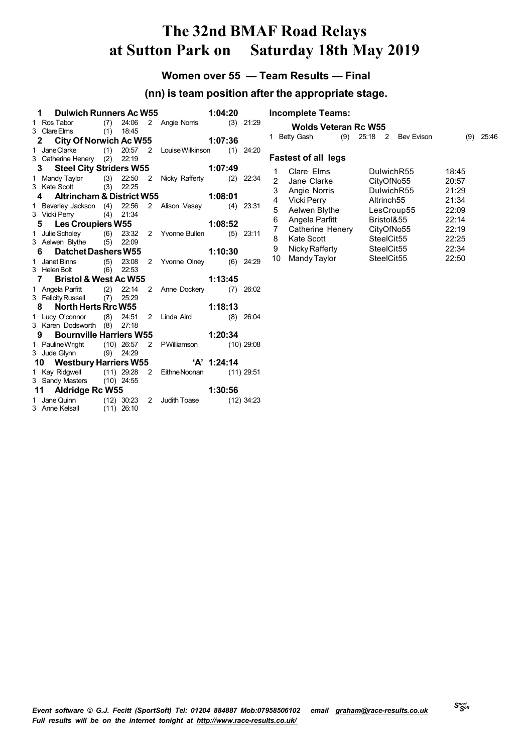# The 32nd BMAF Road Relays at Sutton Park on Saturday 18th May 2019

## Women over 55 — Team Results — Final

### (nn) is team position after the appropriate stage.

**1 Dulwich Runners Ac W55 — 1:04:20**
1 Ros Tabor (7) 24:06 2 Angie Norris (3) 21:29
3 Clare Elms (1) 18:45

**2 City Of Norwich Ac W55 — 1:07:36**
1 Jane Clarke (1) 20:57 2 Louise Wilkinson (1) 24:20
3 Catherine Henery (2) 22:19

**3 Steel City Striders W55 — 1:07:49**
1 Mandy Taylor (3) 22:50 2 Nicky Rafferty (2) 22:34
3 Kate Scott (3) 22:25

**4 Altrincham & District W55 — 1:08:01**
1 Beverley Jackson (4) 22:56 2 Alison Vesey (4) 23:31
3 Vicki Perry (4) 21:34

**5 Les Croupiers W55 — 1:08:52**
1 Julie Scholey (6) 23:32 2 Yvonne Bullen (5) 23:11
3 Aelwen Blythe (5) 22:09

**6 Datchet Dashers W55 — 1:10:30**
1 Janet Binns (5) 23:08 2 Yvonne Olney (6) 24:29
3 Helen Bolt (6) 22:53

**7 Bristol & West Ac W55 — 1:13:45**
1 Angela Parfitt (2) 22:14 2 Anne Dockery (7) 26:02
3 Felicity Russell (7) 25:29

**8 North Herts Rrc W55 — 1:18:13**
1 Lucy O'connor (8) 24:51 2 Linda Aird (8) 26:04
3 Karen Dodsworth (8) 27:18

**9 Bournville Harriers W55 — 1:20:34**
1 Pauline Wright (10) 26:57 2 P Williamson (10) 29:08
3 Jude Glynn (9) 24:29

**10 Westbury Harriers W55 'A' — 1:24:14**
1 Kay Ridgwell (11) 29:28 2 Eithne Noonan (11) 29:51
3 Sandy Masters (10) 24:55

**11 Aldridge Rc W55 — 1:30:56**
1 Jane Quinn (12) 30:23 2 Judith Toase (12) 34:23
3 Anne Kelsall (11) 26:10

### Incomplete Teams:

**Wolds Veteran Rc W55**
1 Betty Gash (9) 25:18 2 Bev Evison (9) 25:46

### Fastest of all legs

| | Name | Team | Time |
|---|---|---|---|
| 1 | Clare Elms | DulwichR55 | 18:45 |
| 2 | Jane Clarke | CityOfNo55 | 20:57 |
| 3 | Angie Norris | DulwichR55 | 21:29 |
| 4 | Vicki Perry | Altrinch55 | 21:34 |
| 5 | Aelwen Blythe | LesCroup55 | 22:09 |
| 6 | Angela Parfitt | Bristol&55 | 22:14 |
| 7 | Catherine Henery | CityOfNo55 | 22:19 |
| 8 | Kate Scott | SteelCit55 | 22:25 |
| 9 | Nicky Rafferty | SteelCit55 | 22:34 |
| 10 | Mandy Taylor | SteelCit55 | 22:50 |

*Event software © G.J. Fecitt (SportSoft) Tel: 01204 884887 Mob:07958506102 email graham@race-results.co.uk*
*Full results will be on the internet tonight at http://www.race-results.co.uk/*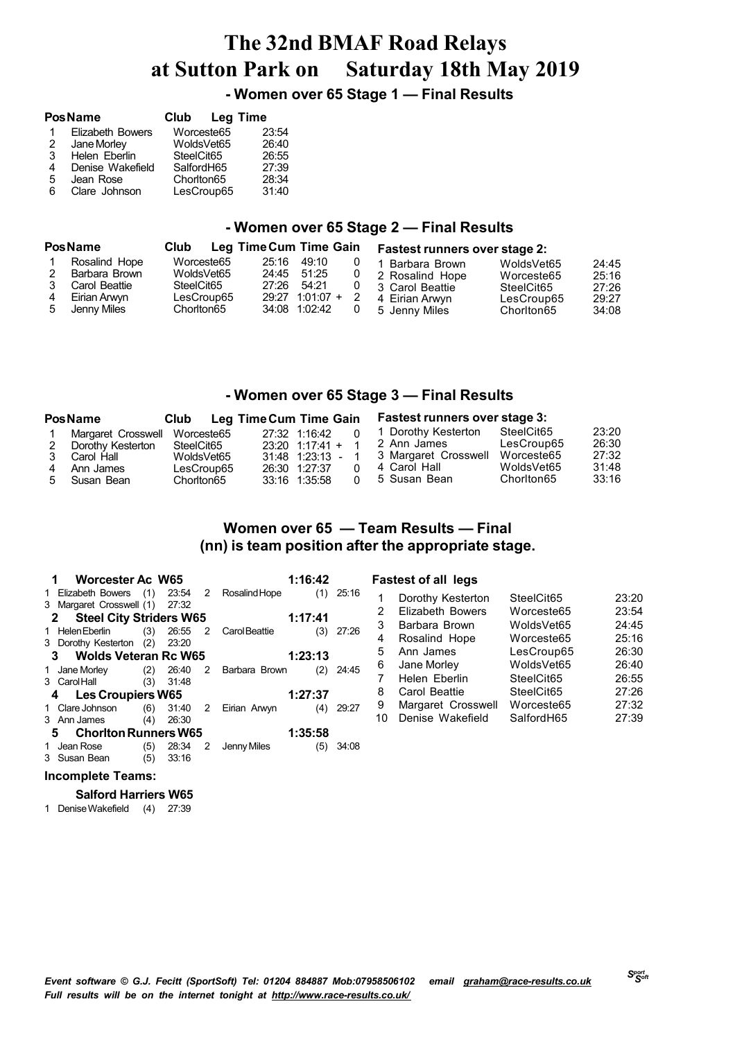# The 32nd BMAF Road Relays at Sutton Park on Saturday 18th May 2019

## - Women over 65 Stage 1 — Final Results

| Pos | Name | Club | Leg Time |
|---|---|---|---|
| 1 | Elizabeth Bowers | Worceste65 | 23:54 |
| 2 | Jane Morley | WoldsVet65 | 26:40 |
| 3 | Helen Eberlin | SteelCit65 | 26:55 |
| 4 | Denise Wakefield | SalfordH65 | 27:39 |
| 5 | Jean Rose | Chorlton65 | 28:34 |
| 6 | Clare Johnson | LesCroup65 | 31:40 |

## - Women over 65 Stage 2 — Final Results

| Pos | Name | Club | Leg Time | Cum Time | Gain |
|---|---|---|---|---|---|
| 1 | Rosalind Hope | Worceste65 | 25:16 | 49:10 | 0 |
| 2 | Barbara Brown | WoldsVet65 | 24:45 | 51:25 | 0 |
| 3 | Carol Beattie | SteelCit65 | 27:26 | 54:21 | 0 |
| 4 | Eirian Arwyn | LesCroup65 | 29:27 | 1:01:07 + | 2 |
| 5 | Jenny Miles | Chorlton65 | 34:08 | 1:02:42 | 0 |

**Fastest runners over stage 2:**

| | Name | Club | Time |
|---|---|---|---|
| 1 | Barbara Brown | WoldsVet65 | 24:45 |
| 2 | Rosalind Hope | Worceste65 | 25:16 |
| 3 | Carol Beattie | SteelCit65 | 27:26 |
| 4 | Eirian Arwyn | LesCroup65 | 29:27 |
| 5 | Jenny Miles | Chorlton65 | 34:08 |

## - Women over 65 Stage 3 — Final Results

| Pos | Name | Club | Leg Time | Cum Time | Gain |
|---|---|---|---|---|---|
| 1 | Margaret Crosswell | Worceste65 | 27:32 | 1:16:42 | 0 |
| 2 | Dorothy Kesterton | SteelCit65 | 23:20 | 1:17:41 + | 1 |
| 3 | Carol Hall | WoldsVet65 | 31:48 | 1:23:13 - | 1 |
| 4 | Ann James | LesCroup65 | 26:30 | 1:27:37 | 0 |
| 5 | Susan Bean | Chorlton65 | 33:16 | 1:35:58 | 0 |

**Fastest runners over stage 3:**

| | Name | Club | Time |
|---|---|---|---|
| 1 | Dorothy Kesterton | SteelCit65 | 23:20 |
| 2 | Ann James | LesCroup65 | 26:30 |
| 3 | Margaret Crosswell | Worceste65 | 27:32 |
| 4 | Carol Hall | WoldsVet65 | 31:48 |
| 5 | Susan Bean | Chorlton65 | 33:16 |

## Women over 65 — Team Results — Final
## (nn) is team position after the appropriate stage.

**1 Worcester Ac W65** — 1:16:42
- 1 Elizabeth Bowers (1) 23:54 — 2 Rosalind Hope (1) 25:16
- 3 Margaret Crosswell (1) 27:32

**2 Steel City Striders W65** — 1:17:41
- 1 Helen Eberlin (3) 26:55 — 2 Carol Beattie (3) 27:26
- 3 Dorothy Kesterton (2) 23:20

**3 Wolds Veteran Rc W65** — 1:23:13
- 1 Jane Morley (2) 26:40 — 2 Barbara Brown (2) 24:45
- 3 Carol Hall (3) 31:48

**4 Les Croupiers W65** — 1:27:37
- 1 Clare Johnson (6) 31:40 — 2 Eirian Arwyn (4) 29:27
- 3 Ann James (4) 26:30

**5 Chorlton Runners W65** — 1:35:58
- 1 Jean Rose (5) 28:34 — 2 Jenny Miles (5) 34:08
- 3 Susan Bean (5) 33:16

**Incomplete Teams:**

**Salford Harriers W65**
- 1 Denise Wakefield (4) 27:39

**Fastest of all legs**

| | Name | Club | Time |
|---|---|---|---|
| 1 | Dorothy Kesterton | SteelCit65 | 23:20 |
| 2 | Elizabeth Bowers | Worceste65 | 23:54 |
| 3 | Barbara Brown | WoldsVet65 | 24:45 |
| 4 | Rosalind Hope | Worceste65 | 25:16 |
| 5 | Ann James | LesCroup65 | 26:30 |
| 6 | Jane Morley | WoldsVet65 | 26:40 |
| 7 | Helen Eberlin | SteelCit65 | 26:55 |
| 8 | Carol Beattie | SteelCit65 | 27:26 |
| 9 | Margaret Crosswell | Worceste65 | 27:32 |
| 10 | Denise Wakefield | SalfordH65 | 27:39 |

*Event software © G.J. Fecitt (SportSoft) Tel: 01204 884887 Mob:07958506102 email graham@race-results.co.uk*
*Full results will be on the internet tonight at http://www.race-results.co.uk/*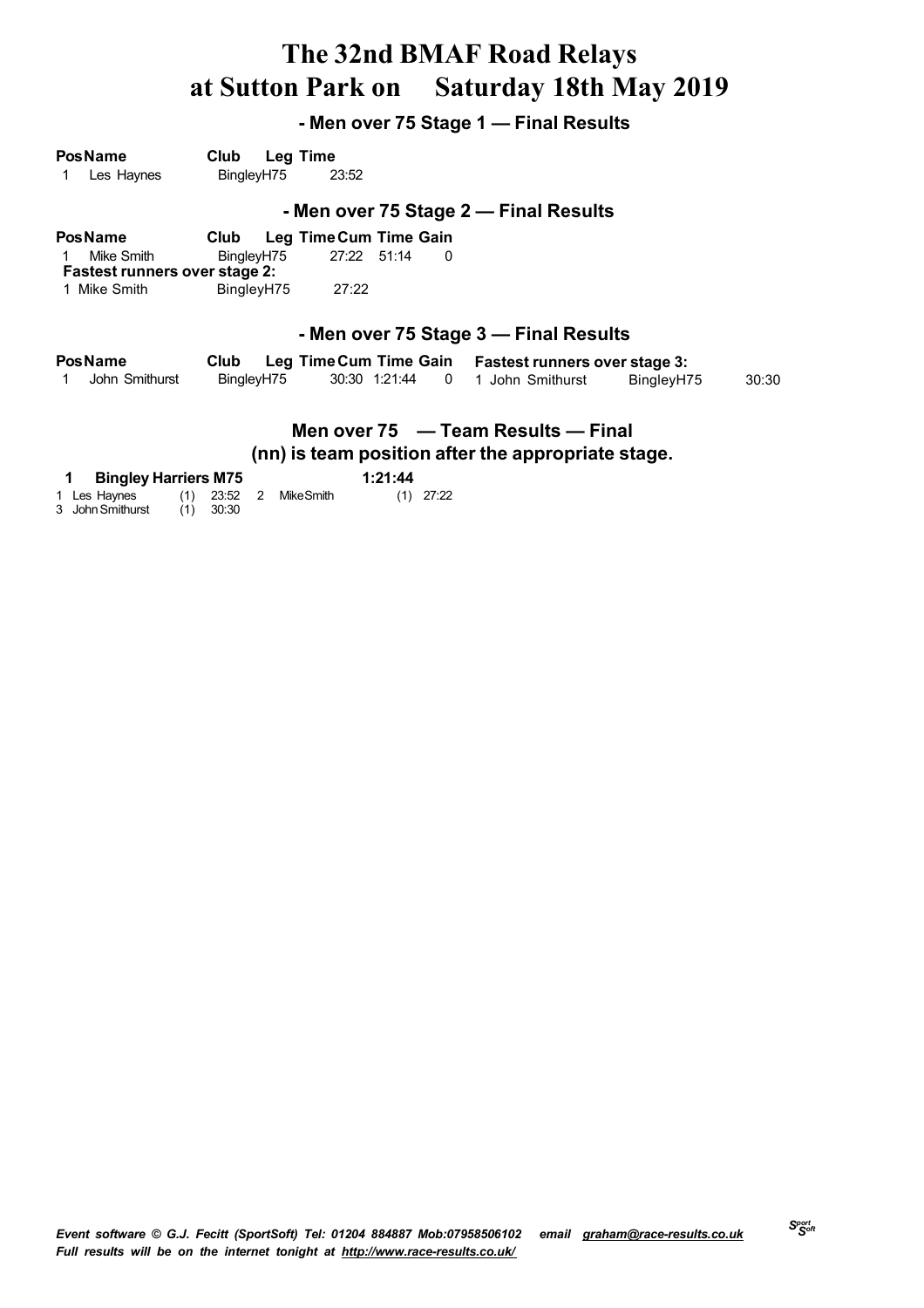# The 32nd BMAF Road Relays at Sutton Park on Saturday 18th May 2019

## - Men over 75 Stage 1 — Final Results

| Pos | Name | Club | Leg Time |
|---|---|---|---|
| 1 | Les Haynes | BingleyH75 | 23:52 |

## - Men over 75 Stage 2 — Final Results

| Pos | Name | Club | Leg Time | Cum Time | Gain |
|---|---|---|---|---|---|
| 1 | Mike Smith | BingleyH75 | 27:22 | 51:14 | 0 |

**Fastest runners over stage 2:**

| | | | |
|---|---|---|---|
| 1 | Mike Smith | BingleyH75 | 27:22 |

## - Men over 75 Stage 3 — Final Results

| Pos | Name | Club | Leg Time | Cum Time | Gain |
|---|---|---|---|---|---|
| 1 | John Smithurst | BingleyH75 | 30:30 | 1:21:44 | 0 |

**Fastest runners over stage 3:**

| | | | |
|---|---|---|---|
| 1 | John Smithurst | BingleyH75 | 30:30 |

## Men over 75 — Team Results — Final
### (nn) is team position after the appropriate stage.

**1 Bingley Harriers M75 1:21:44**

| | | | | | | | |
|---|---|---|---|---|---|---|---|
| 1 | Les Haynes | (1) | 23:52 | 2 | MikeSmith | (1) | 27:22 |
| 3 | JohnSmithurst | (1) | 30:30 | | | | |

*Event software © G.J. Fecitt (SportSoft) Tel: 01204 884887 Mob:07958506102 email graham@race-results.co.uk*
*Full results will be on the internet tonight at http://www.race-results.co.uk/*